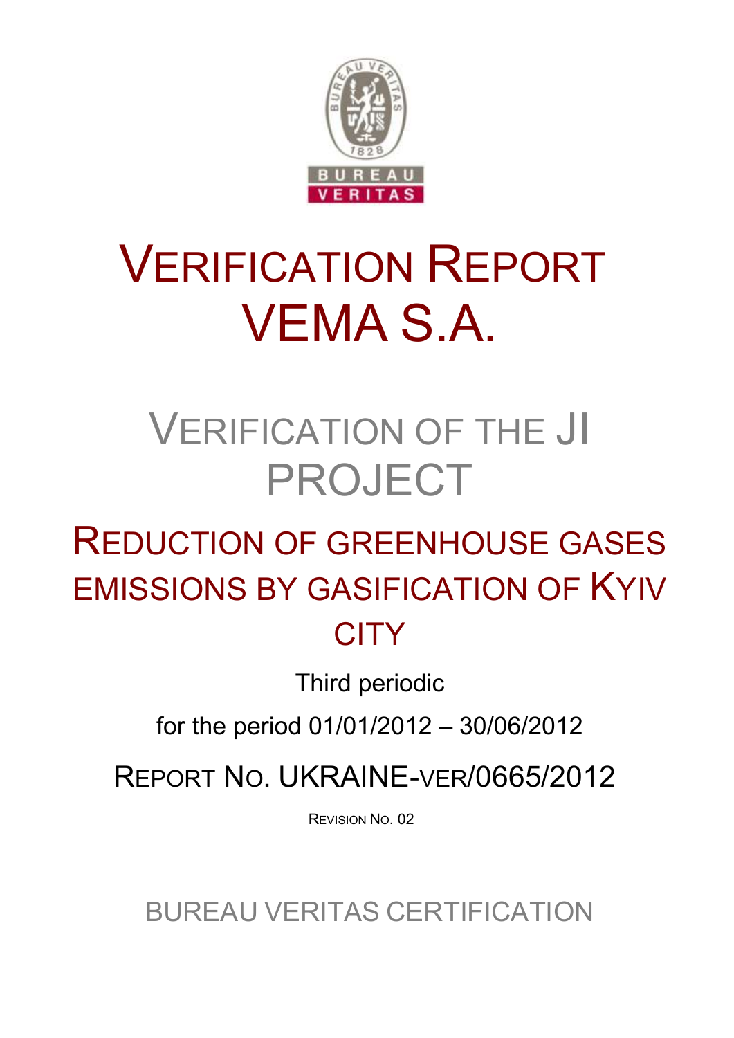# VERIFICATION REPORT VEMA S.A.

## VERIFICATION OF THE JI PROJECT

## REDUCTION OF GREENHOUSE GASES EMISSIONS BY GASIFICATION OF KYIV CITY

Third periodic

for the period 01/01/2012 – 30/06/2012

REPORT NO. UKRAINE-VER/0665/2012

REVISION NO. 02

BUREAU VERITAS CERTIFICATION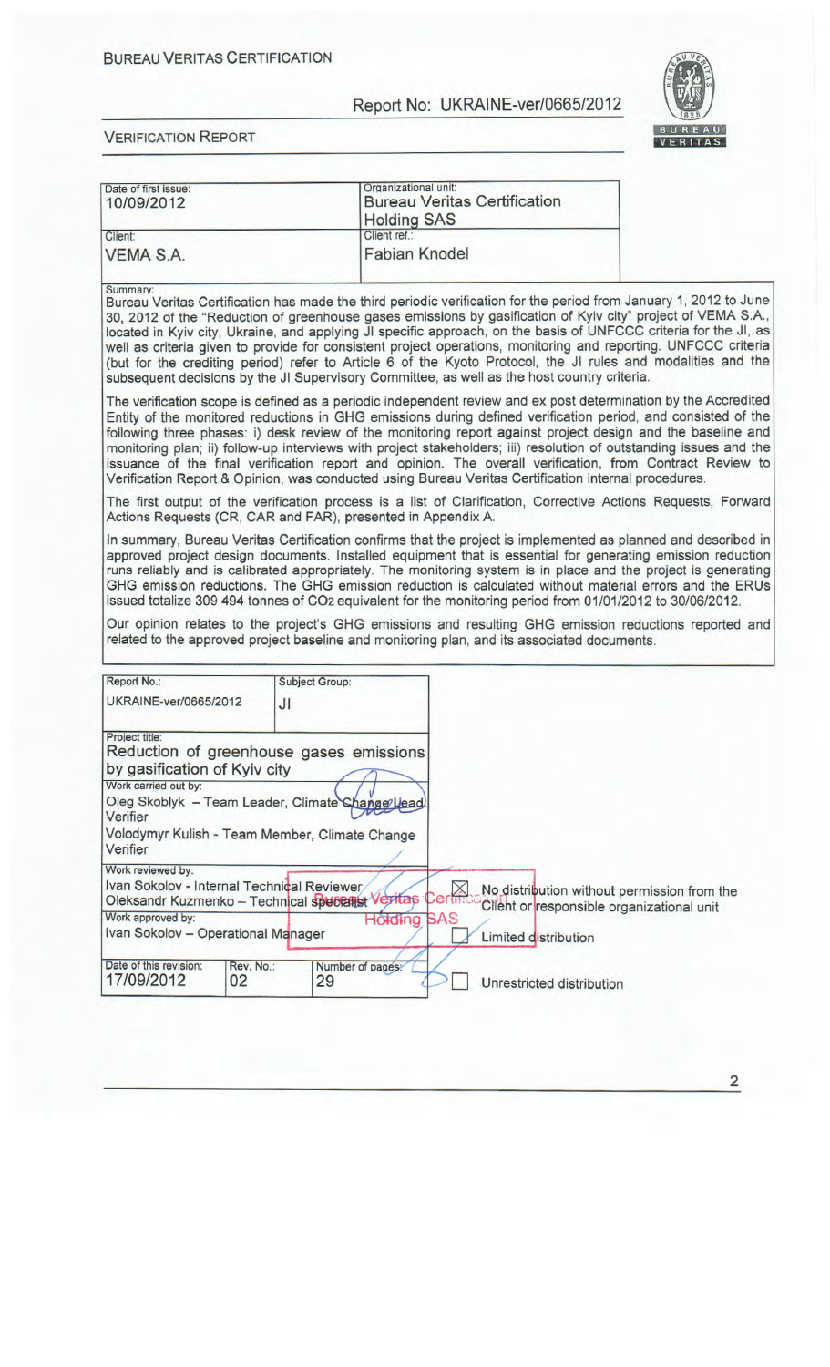| Date of first issue: | Organizational unit: |
| --- | --- |
| 10/09/2012 | Bureau Veritas Certification Holding SAS |
| Client: | Client ref.: |
| VEMA S.A. | Fabian Knodel |

Summary:

Bureau Veritas Certification has made the third periodic verification for the period from January 1, 2012 to June 30, 2012 of the "Reduction of greenhouse gases emissions by gasification of Kyiv city" project of VEMA S.A., located in Kyiv city, Ukraine, and applying JI specific approach, on the basis of UNFCCC criteria for the JI, as well as criteria given to provide for consistent project operations, monitoring and reporting. UNFCCC criteria (but for the crediting period) refer to Article 6 of the Kyoto Protocol, the JI rules and modalities and the subsequent decisions by the JI Supervisory Committee, as well as the host country criteria.

The verification scope is defined as a periodic independent review and ex post determination by the Accredited Entity of the monitored reductions in GHG emissions during defined verification period, and consisted of the following three phases: i) desk review of the monitoring report against project design and the baseline and monitoring plan; ii) follow-up interviews with project stakeholders; iii) resolution of outstanding issues and the issuance of the final verification report and opinion. The overall verification, from Contract Review to Verification Report & Opinion, was conducted using Bureau Veritas Certification internal procedures.

The first output of the verification process is a list of Clarification, Corrective Actions Requests, Forward Actions Requests (CR, CAR and FAR), presented in Appendix A.

In summary, Bureau Veritas Certification confirms that the project is implemented as planned and described in approved project design documents. Installed equipment that is essential for generating emission reduction runs reliably and is calibrated appropriately. The monitoring system is in place and the project is generating GHG emission reductions. The GHG emission reduction is calculated without material errors and the ERUs issued totalize 309 494 tonnes of $CO_2$ equivalent for the monitoring period from 01/01/2012 to 30/06/2012.

Our opinion relates to the project's GHG emissions and resulting GHG emission reductions reported and related to the approved project baseline and monitoring plan, and its associated documents.

| Report No.: | | Subject Group: |
| --- | --- | --- |
| UKRAINE-ver/0665/2012 | | JI |
| Project title: Reduction of greenhouse gases emissions by gasification of Kyiv city | | |
| Work carried out by: Oleg Skoblyk – Team Leader, Climate Change Lead Verifier; Volodymyr Kulish - Team Member, Climate Change Verifier | | |
| Work reviewed by: Ivan Sokolov - Internal Technical Reviewer; Oleksandr Kuzmenko – Technical specialist | | |
| Work approved by: Ivan Sokolov – Operational Manager | | |
| Date of this revision: 17/09/2012 | Rev. No.: 02 | Number of pages: 29 |

☒ No distribution without permission from the Client or responsible organizational unit

☐ Limited distribution

☐ Unrestricted distribution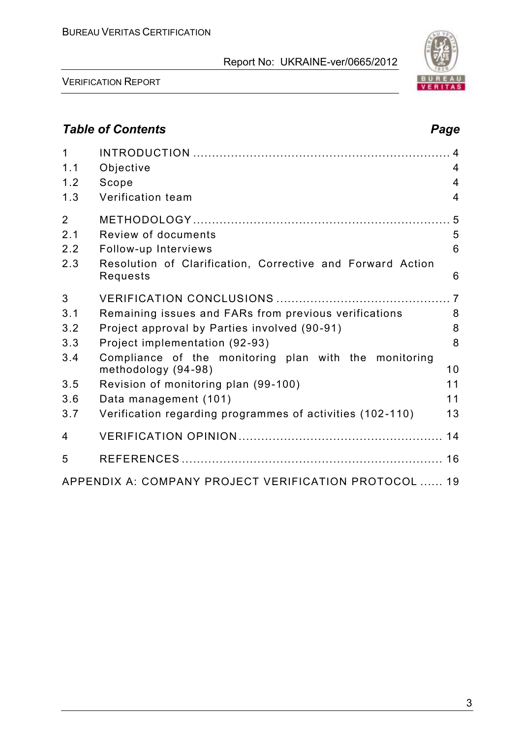## *Table of Contents* *Page*

| | | |
|---|---|---|
| 1 | INTRODUCTION | 4 |
| 1.1 | Objective | 4 |
| 1.2 | Scope | 4 |
| 1.3 | Verification team | 4 |
| 2 | METHODOLOGY | 5 |
| 2.1 | Review of documents | 5 |
| 2.2 | Follow-up Interviews | 6 |
| 2.3 | Resolution of Clarification, Corrective and Forward Action Requests | 6 |
| 3 | VERIFICATION CONCLUSIONS | 7 |
| 3.1 | Remaining issues and FARs from previous verifications | 8 |
| 3.2 | Project approval by Parties involved (90-91) | 8 |
| 3.3 | Project implementation (92-93) | 8 |
| 3.4 | Compliance of the monitoring plan with the monitoring methodology (94-98) | 10 |
| 3.5 | Revision of monitoring plan (99-100) | 11 |
| 3.6 | Data management (101) | 11 |
| 3.7 | Verification regarding programmes of activities (102-110) | 13 |
| 4 | VERIFICATION OPINION | 14 |
| 5 | REFERENCES | 16 |
| | APPENDIX A: COMPANY PROJECT VERIFICATION PROTOCOL | 19 |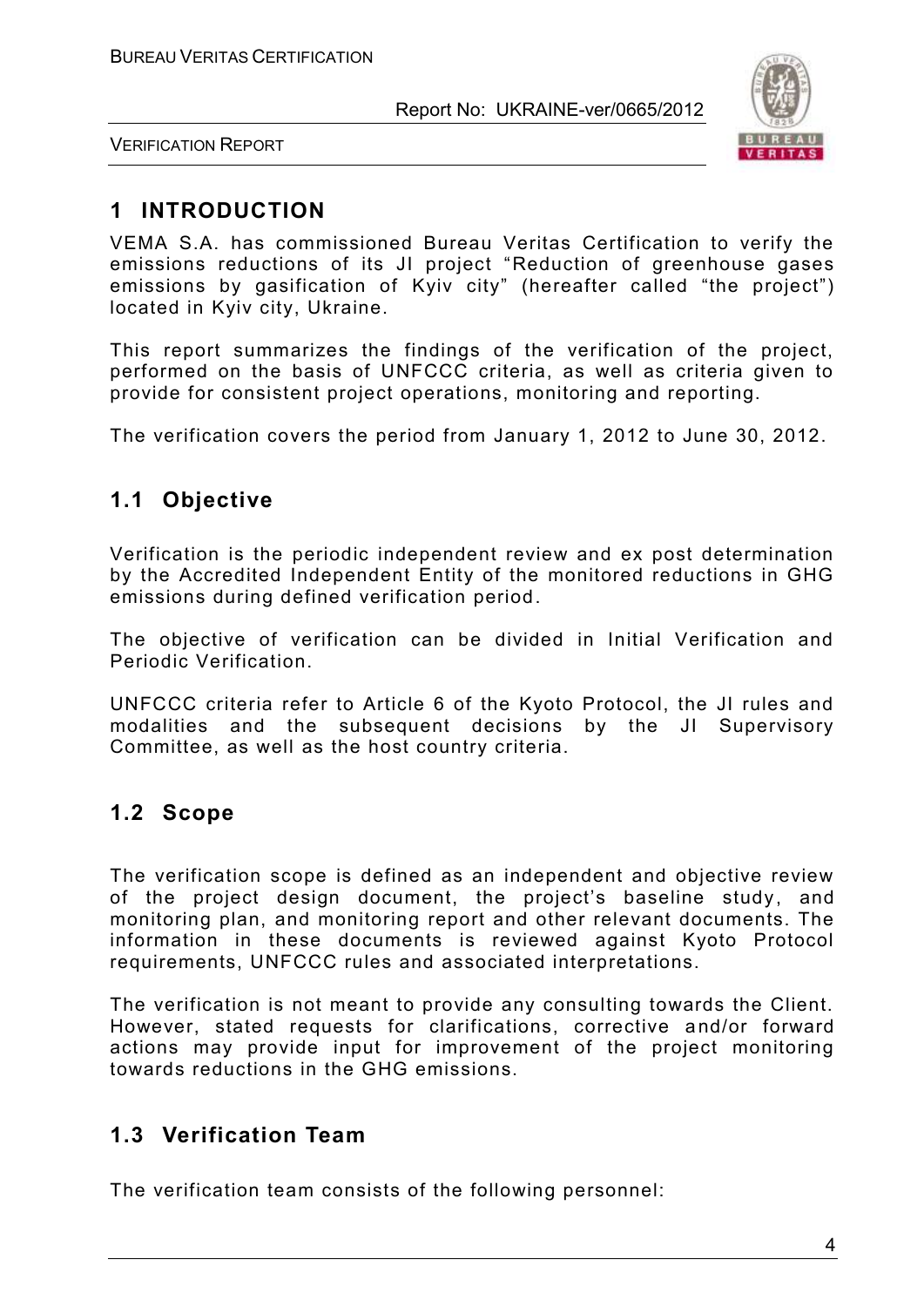# 1 INTRODUCTION

VEMA S.A. has commissioned Bureau Veritas Certification to verify the emissions reductions of its JI project "Reduction of greenhouse gases emissions by gasification of Kyiv city" (hereafter called "the project") located in Kyiv city, Ukraine.

This report summarizes the findings of the verification of the project, performed on the basis of UNFCCC criteria, as well as criteria given to provide for consistent project operations, monitoring and reporting.

The verification covers the period from January 1, 2012 to June 30, 2012.

## 1.1 Objective

Verification is the periodic independent review and ex post determination by the Accredited Independent Entity of the monitored reductions in GHG emissions during defined verification period.

The objective of verification can be divided in Initial Verification and Periodic Verification.

UNFCCC criteria refer to Article 6 of the Kyoto Protocol, the JI rules and modalities and the subsequent decisions by the JI Supervisory Committee, as well as the host country criteria.

## 1.2 Scope

The verification scope is defined as an independent and objective review of the project design document, the project's baseline study, and monitoring plan, and monitoring report and other relevant documents. The information in these documents is reviewed against Kyoto Protocol requirements, UNFCCC rules and associated interpretations.

The verification is not meant to provide any consulting towards the Client. However, stated requests for clarifications, corrective and/or forward actions may provide input for improvement of the project monitoring towards reductions in the GHG emissions.

## 1.3 Verification Team

The verification team consists of the following personnel: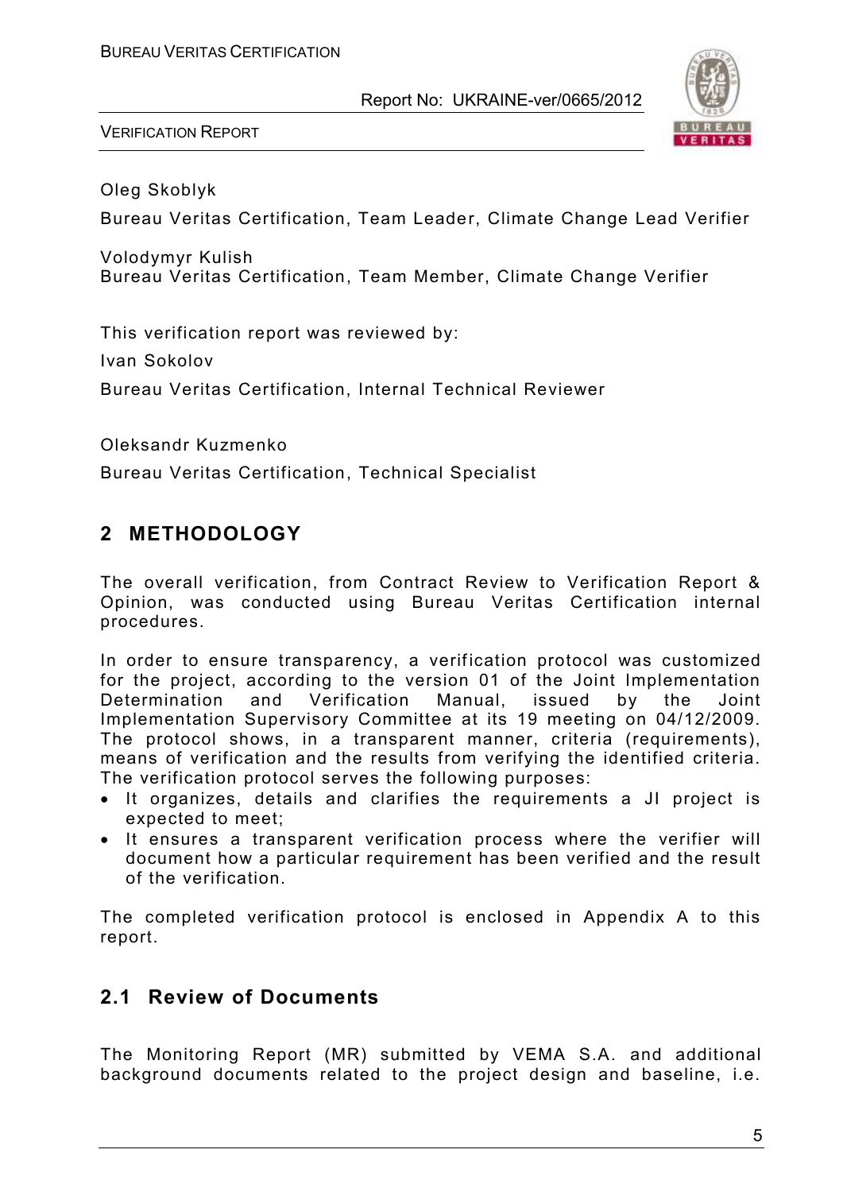Oleg Skoblyk

Bureau Veritas Certification, Team Leader, Climate Change Lead Verifier

Volodymyr Kulish
Bureau Veritas Certification, Team Member, Climate Change Verifier

This verification report was reviewed by:

Ivan Sokolov

Bureau Veritas Certification, Internal Technical Reviewer

Oleksandr Kuzmenko

Bureau Veritas Certification, Technical Specialist

## 2 METHODOLOGY

The overall verification, from Contract Review to Verification Report & Opinion, was conducted using Bureau Veritas Certification internal procedures.

In order to ensure transparency, a verification protocol was customized for the project, according to the version 01 of the Joint Implementation Determination and Verification Manual, issued by the Joint Implementation Supervisory Committee at its 19 meeting on 04/12/2009. The protocol shows, in a transparent manner, criteria (requirements), means of verification and the results from verifying the identified criteria. The verification protocol serves the following purposes:

- It organizes, details and clarifies the requirements a JI project is expected to meet;
- It ensures a transparent verification process where the verifier will document how a particular requirement has been verified and the result of the verification.

The completed verification protocol is enclosed in Appendix A to this report.

### 2.1 Review of Documents

The Monitoring Report (MR) submitted by VEMA S.A. and additional background documents related to the project design and baseline, i.e.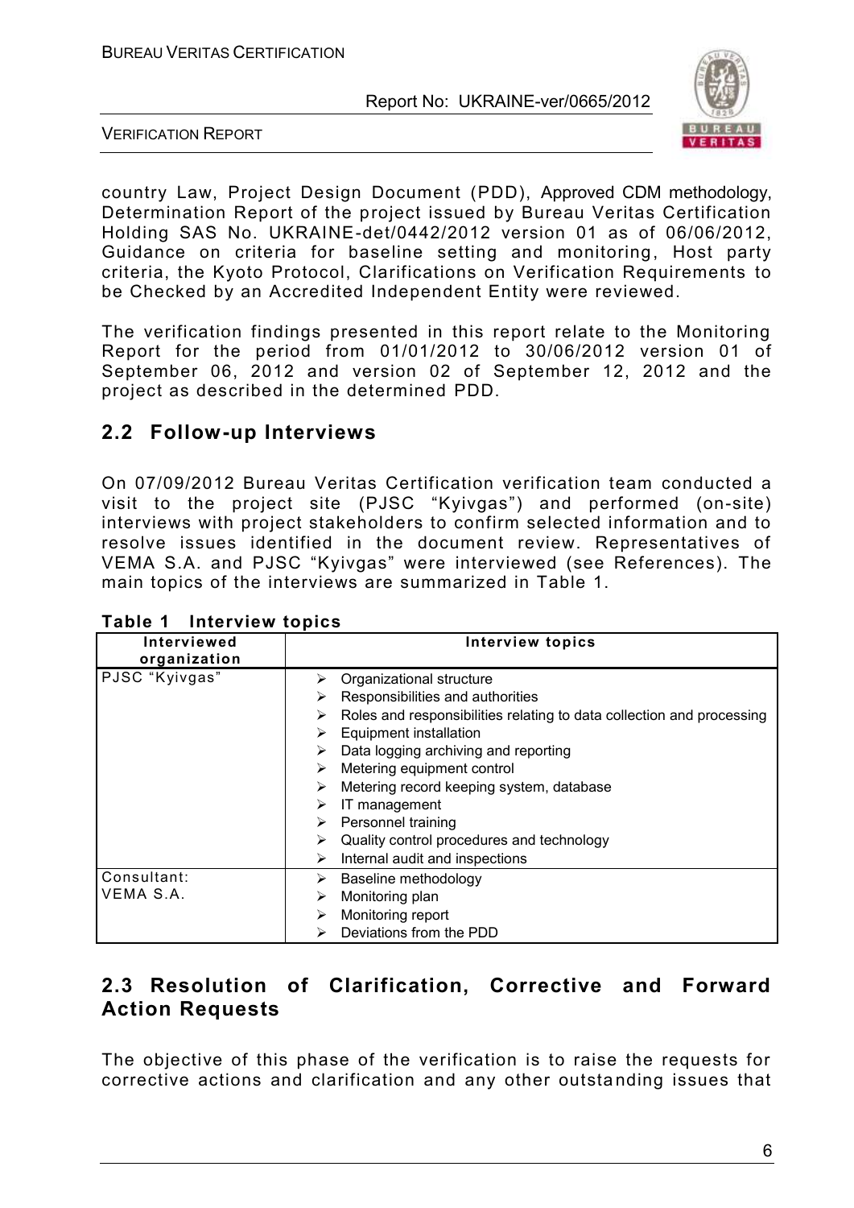country Law, Project Design Document (PDD), Approved CDM methodology, Determination Report of the project issued by Bureau Veritas Certification Holding SAS No. UKRAINE-det/0442/2012 version 01 as of 06/06/2012, Guidance on criteria for baseline setting and monitoring, Host party criteria, the Kyoto Protocol, Clarifications on Verification Requirements to be Checked by an Accredited Independent Entity were reviewed.

The verification findings presented in this report relate to the Monitoring Report for the period from 01/01/2012 to 30/06/2012 version 01 of September 06, 2012 and version 02 of September 12, 2012 and the project as described in the determined PDD.

## 2.2 Follow-up Interviews

On 07/09/2012 Bureau Veritas Certification verification team conducted a visit to the project site (PJSC "Kyivgas") and performed (on-site) interviews with project stakeholders to confirm selected information and to resolve issues identified in the document review. Representatives of VEMA S.A. and PJSC "Kyivgas" were interviewed (see References). The main topics of the interviews are summarized in Table 1.

**Table 1 Interview topics**

| Interviewed organization | Interview topics |
|---|---|
| PJSC "Kyivgas" | ➢ Organizational structure<br>➢ Responsibilities and authorities<br>➢ Roles and responsibilities relating to data collection and processing<br>➢ Equipment installation<br>➢ Data logging archiving and reporting<br>➢ Metering equipment control<br>➢ Metering record keeping system, database<br>➢ IT management<br>➢ Personnel training<br>➢ Quality control procedures and technology<br>➢ Internal audit and inspections |
| Consultant: VEMA S.A. | ➢ Baseline methodology<br>➢ Monitoring plan<br>➢ Monitoring report<br>➢ Deviations from the PDD |

## 2.3 Resolution of Clarification, Corrective and Forward Action Requests

The objective of this phase of the verification is to raise the requests for corrective actions and clarification and any other outstanding issues that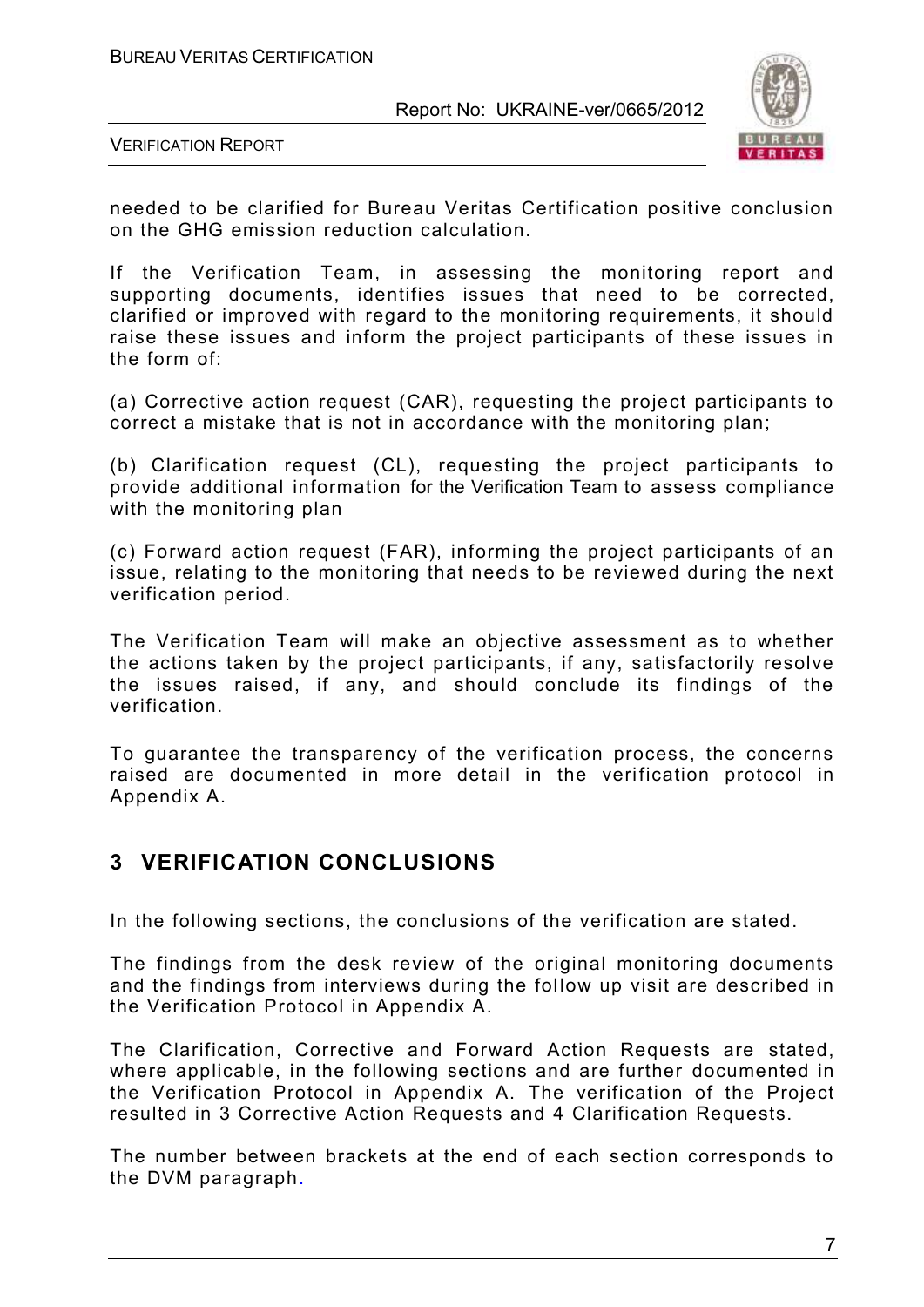needed to be clarified for Bureau Veritas Certification positive conclusion on the GHG emission reduction calculation.

If the Verification Team, in assessing the monitoring report and supporting documents, identifies issues that need to be corrected, clarified or improved with regard to the monitoring requirements, it should raise these issues and inform the project participants of these issues in the form of:

(a) Corrective action request (CAR), requesting the project participants to correct a mistake that is not in accordance with the monitoring plan;

(b) Clarification request (CL), requesting the project participants to provide additional information for the Verification Team to assess compliance with the monitoring plan

(c) Forward action request (FAR), informing the project participants of an issue, relating to the monitoring that needs to be reviewed during the next verification period.

The Verification Team will make an objective assessment as to whether the actions taken by the project participants, if any, satisfactorily resolve the issues raised, if any, and should conclude its findings of the verification.

To guarantee the transparency of the verification process, the concerns raised are documented in more detail in the verification protocol in Appendix A.

# 3 VERIFICATION CONCLUSIONS

In the following sections, the conclusions of the verification are stated.

The findings from the desk review of the original monitoring documents and the findings from interviews during the follow up visit are described in the Verification Protocol in Appendix A.

The Clarification, Corrective and Forward Action Requests are stated, where applicable, in the following sections and are further documented in the Verification Protocol in Appendix A. The verification of the Project resulted in 3 Corrective Action Requests and 4 Clarification Requests.

The number between brackets at the end of each section corresponds to the DVM paragraph.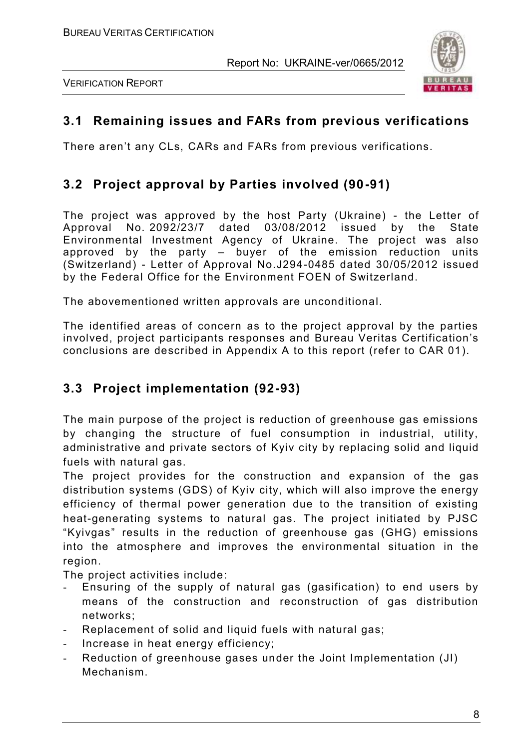## 3.1 Remaining issues and FARs from previous verifications

There aren't any CLs, CARs and FARs from previous verifications.

## 3.2 Project approval by Parties involved (90-91)

The project was approved by the host Party (Ukraine) - the Letter of Approval No. 2092/23/7 dated 03/08/2012 issued by the State Environmental Investment Agency of Ukraine. The project was also approved by the party – buyer of the emission reduction units (Switzerland) - Letter of Approval No.J294-0485 dated 30/05/2012 issued by the Federal Office for the Environment FOEN of Switzerland.

The abovementioned written approvals are unconditional.

The identified areas of concern as to the project approval by the parties involved, project participants responses and Bureau Veritas Certification's conclusions are described in Appendix A to this report (refer to CAR 01).

## 3.3 Project implementation (92-93)

The main purpose of the project is reduction of greenhouse gas emissions by changing the structure of fuel consumption in industrial, utility, administrative and private sectors of Kyiv city by replacing solid and liquid fuels with natural gas.

The project provides for the construction and expansion of the gas distribution systems (GDS) of Kyiv city, which will also improve the energy efficiency of thermal power generation due to the transition of existing heat-generating systems to natural gas. The project initiated by PJSC "Kyivgas" results in the reduction of greenhouse gas (GHG) emissions into the atmosphere and improves the environmental situation in the region.

The project activities include:

- Ensuring of the supply of natural gas (gasification) to end users by means of the construction and reconstruction of gas distribution networks;
- Replacement of solid and liquid fuels with natural gas;
- Increase in heat energy efficiency;
- Reduction of greenhouse gases under the Joint Implementation (JI) Mechanism.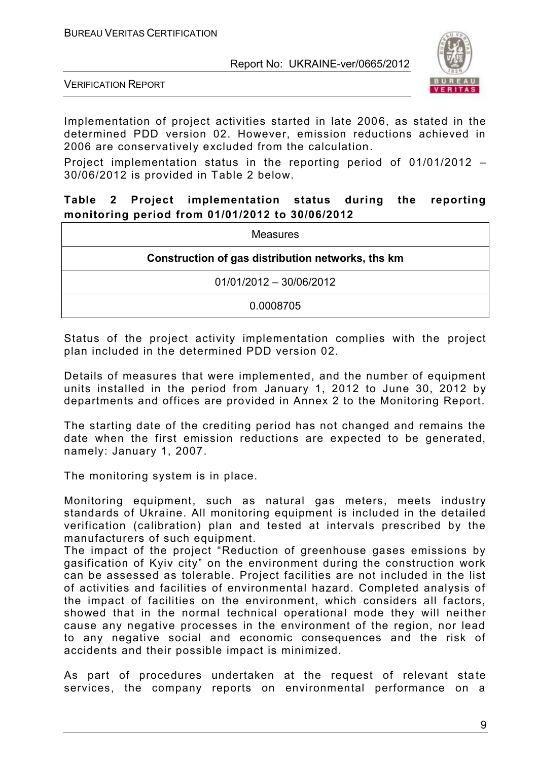Implementation of project activities started in late 2006, as stated in the determined PDD version 02. However, emission reductions achieved in 2006 are conservatively excluded from the calculation.

Project implementation status in the reporting period of 01/01/2012 – 30/06/2012 is provided in Table 2 below.

**Table 2 Project implementation status during the reporting monitoring period from 01/01/2012 to 30/06/2012**

| Measures |
|---|
| **Construction of gas distribution networks, ths km** |
| 01/01/2012 – 30/06/2012 |
| 0.0008705 |

Status of the project activity implementation complies with the project plan included in the determined PDD version 02.

Details of measures that were implemented, and the number of equipment units installed in the period from January 1, 2012 to June 30, 2012 by departments and offices are provided in Annex 2 to the Monitoring Report.

The starting date of the crediting period has not changed and remains the date when the first emission reductions are expected to be generated, namely: January 1, 2007.

The monitoring system is in place.

Monitoring equipment, such as natural gas meters, meets industry standards of Ukraine. All monitoring equipment is included in the detailed verification (calibration) plan and tested at intervals prescribed by the manufacturers of such equipment.

The impact of the project "Reduction of greenhouse gases emissions by gasification of Kyiv city" on the environment during the construction work can be assessed as tolerable. Project facilities are not included in the list of activities and facilities of environmental hazard. Completed analysis of the impact of facilities on the environment, which considers all factors, showed that in the normal technical operational mode they will neither cause any negative processes in the environment of the region, nor lead to any negative social and economic consequences and the risk of accidents and their possible impact is minimized.

As part of procedures undertaken at the request of relevant state services, the company reports on environmental performance on a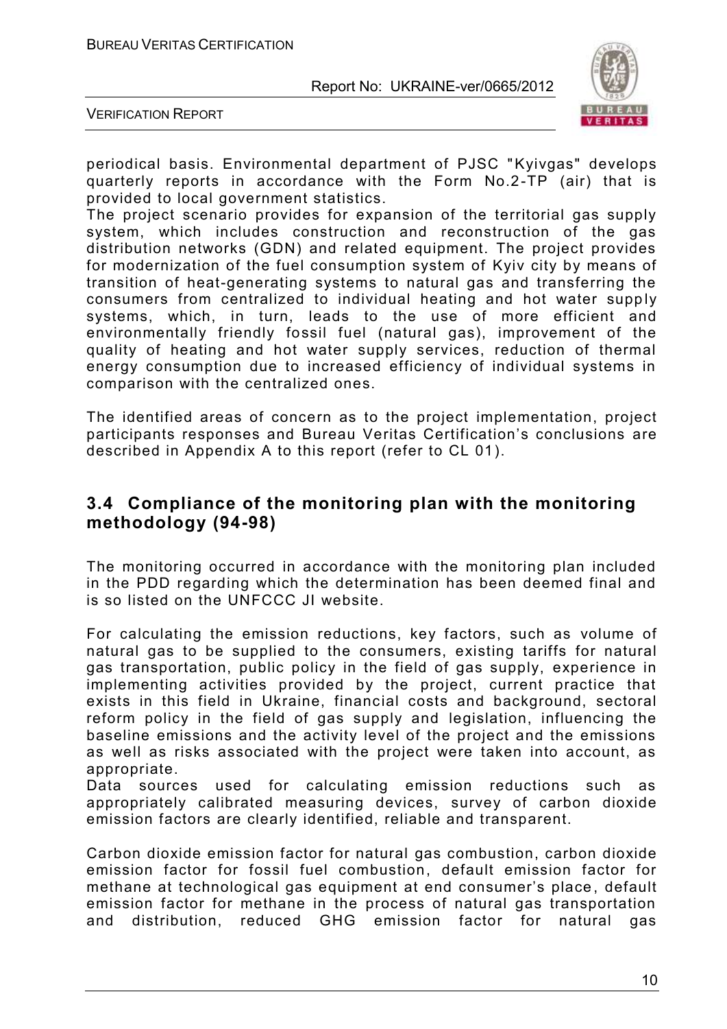periodical basis. Environmental department of PJSC "Kyivgas" develops quarterly reports in accordance with the Form No.2-TP (air) that is provided to local government statistics.

The project scenario provides for expansion of the territorial gas supply system, which includes construction and reconstruction of the gas distribution networks (GDN) and related equipment. The project provides for modernization of the fuel consumption system of Kyiv city by means of transition of heat-generating systems to natural gas and transferring the consumers from centralized to individual heating and hot water supply systems, which, in turn, leads to the use of more efficient and environmentally friendly fossil fuel (natural gas), improvement of the quality of heating and hot water supply services, reduction of thermal energy consumption due to increased efficiency of individual systems in comparison with the centralized ones.

The identified areas of concern as to the project implementation, project participants responses and Bureau Veritas Certification's conclusions are described in Appendix A to this report (refer to CL 01).

## 3.4 Compliance of the monitoring plan with the monitoring methodology (94-98)

The monitoring occurred in accordance with the monitoring plan included in the PDD regarding which the determination has been deemed final and is so listed on the UNFCCC JI website.

For calculating the emission reductions, key factors, such as volume of natural gas to be supplied to the consumers, existing tariffs for natural gas transportation, public policy in the field of gas supply, experience in implementing activities provided by the project, current practice that exists in this field in Ukraine, financial costs and background, sectoral reform policy in the field of gas supply and legislation, influencing the baseline emissions and the activity level of the project and the emissions as well as risks associated with the project were taken into account, as appropriate.

Data sources used for calculating emission reductions such as appropriately calibrated measuring devices, survey of carbon dioxide emission factors are clearly identified, reliable and transparent.

Carbon dioxide emission factor for natural gas combustion, carbon dioxide emission factor for fossil fuel combustion, default emission factor for methane at technological gas equipment at end consumer's place, default emission factor for methane in the process of natural gas transportation and distribution, reduced GHG emission factor for natural gas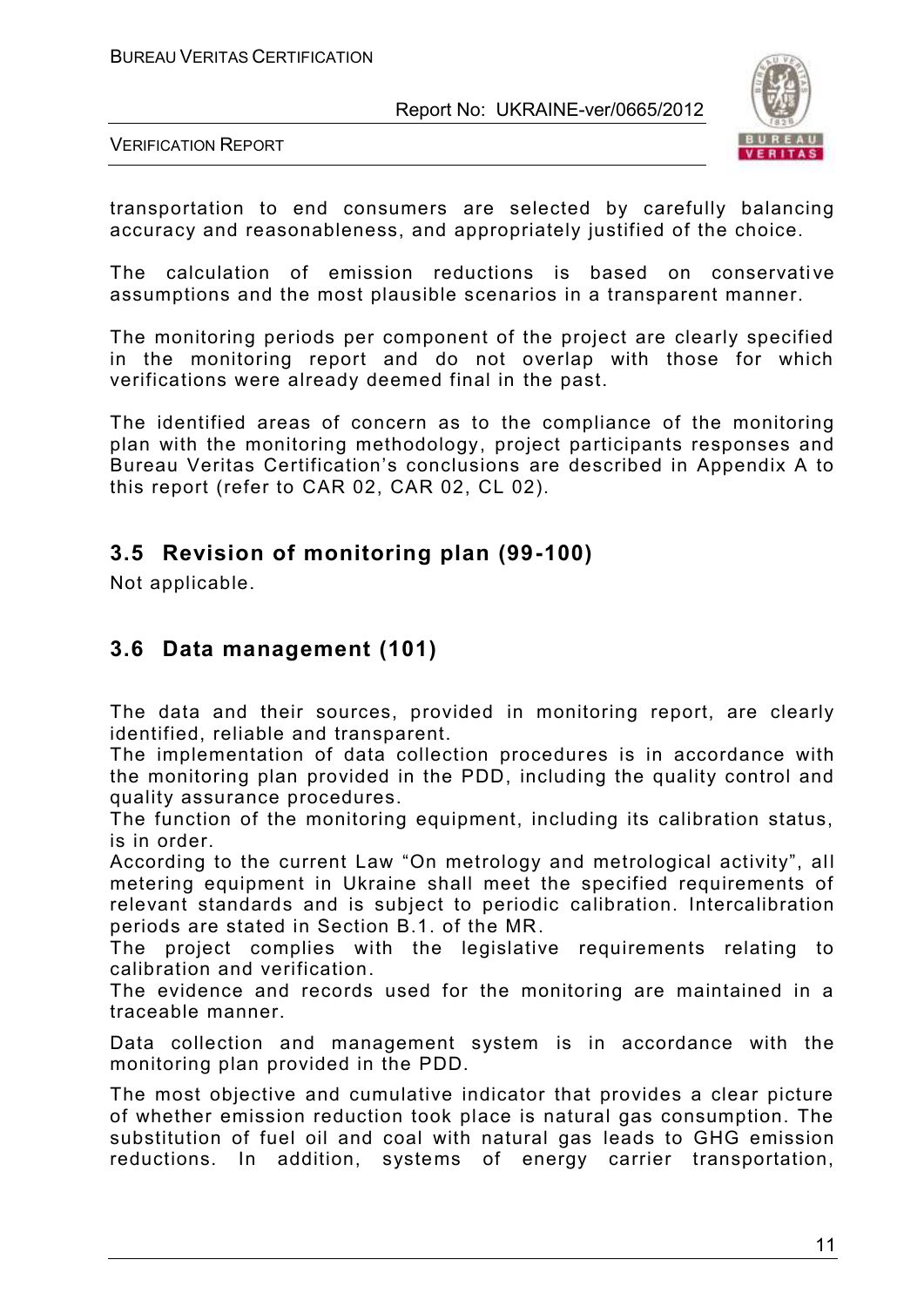transportation to end consumers are selected by carefully balancing accuracy and reasonableness, and appropriately justified of the choice.

The calculation of emission reductions is based on conservative assumptions and the most plausible scenarios in a transparent manner.

The monitoring periods per component of the project are clearly specified in the monitoring report and do not overlap with those for which verifications were already deemed final in the past.

The identified areas of concern as to the compliance of the monitoring plan with the monitoring methodology, project participants responses and Bureau Veritas Certification's conclusions are described in Appendix A to this report (refer to CAR 02, CAR 02, CL 02).

## 3.5 Revision of monitoring plan (99-100)

Not applicable.

## 3.6 Data management (101)

The data and their sources, provided in monitoring report, are clearly identified, reliable and transparent.
The implementation of data collection procedures is in accordance with the monitoring plan provided in the PDD, including the quality control and quality assurance procedures.
The function of the monitoring equipment, including its calibration status, is in order.
According to the current Law "On metrology and metrological activity", all metering equipment in Ukraine shall meet the specified requirements of relevant standards and is subject to periodic calibration. Intercalibration periods are stated in Section B.1. of the MR.
The project complies with the legislative requirements relating to calibration and verification.
The evidence and records used for the monitoring are maintained in a traceable manner.

Data collection and management system is in accordance with the monitoring plan provided in the PDD.

The most objective and cumulative indicator that provides a clear picture of whether emission reduction took place is natural gas consumption. The substitution of fuel oil and coal with natural gas leads to GHG emission reductions. In addition, systems of energy carrier transportation,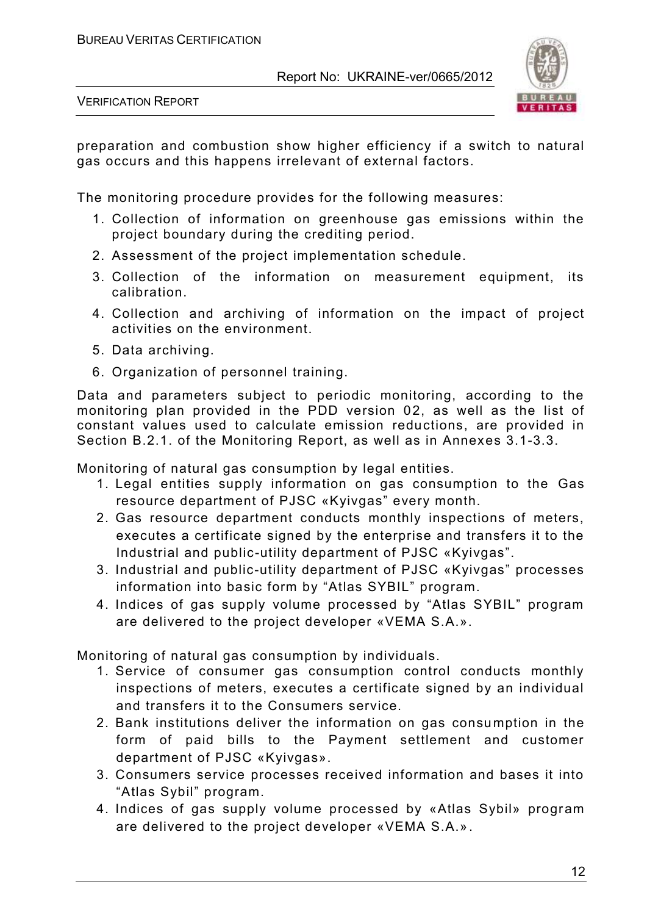preparation and combustion show higher efficiency if a switch to natural gas occurs and this happens irrelevant of external factors.

The monitoring procedure provides for the following measures:

1. Collection of information on greenhouse gas emissions within the project boundary during the crediting period.
2. Assessment of the project implementation schedule.
3. Collection of the information on measurement equipment, its calibration.
4. Collection and archiving of information on the impact of project activities on the environment.
5. Data archiving.
6. Organization of personnel training.

Data and parameters subject to periodic monitoring, according to the monitoring plan provided in the PDD version 02, as well as the list of constant values used to calculate emission reductions, are provided in Section B.2.1. of the Monitoring Report, as well as in Annexes 3.1-3.3.

Monitoring of natural gas consumption by legal entities.

1. Legal entities supply information on gas consumption to the Gas resource department of PJSC «Kyivgas" every month.
2. Gas resource department conducts monthly inspections of meters, executes a certificate signed by the enterprise and transfers it to the Industrial and public-utility department of PJSC «Kyivgas".
3. Industrial and public-utility department of PJSC «Kyivgas" processes information into basic form by "Atlas SYBIL" program.
4. Indices of gas supply volume processed by "Atlas SYBIL" program are delivered to the project developer «VEMA S.A.».

Monitoring of natural gas consumption by individuals.

1. Service of consumer gas consumption control conducts monthly inspections of meters, executes a certificate signed by an individual and transfers it to the Consumers service.
2. Bank institutions deliver the information on gas consumption in the form of paid bills to the Payment settlement and customer department of PJSC «Kyivgas».
3. Consumers service processes received information and bases it into "Atlas Sybil" program.
4. Indices of gas supply volume processed by «Atlas Sybil» program are delivered to the project developer «VEMA S.A.».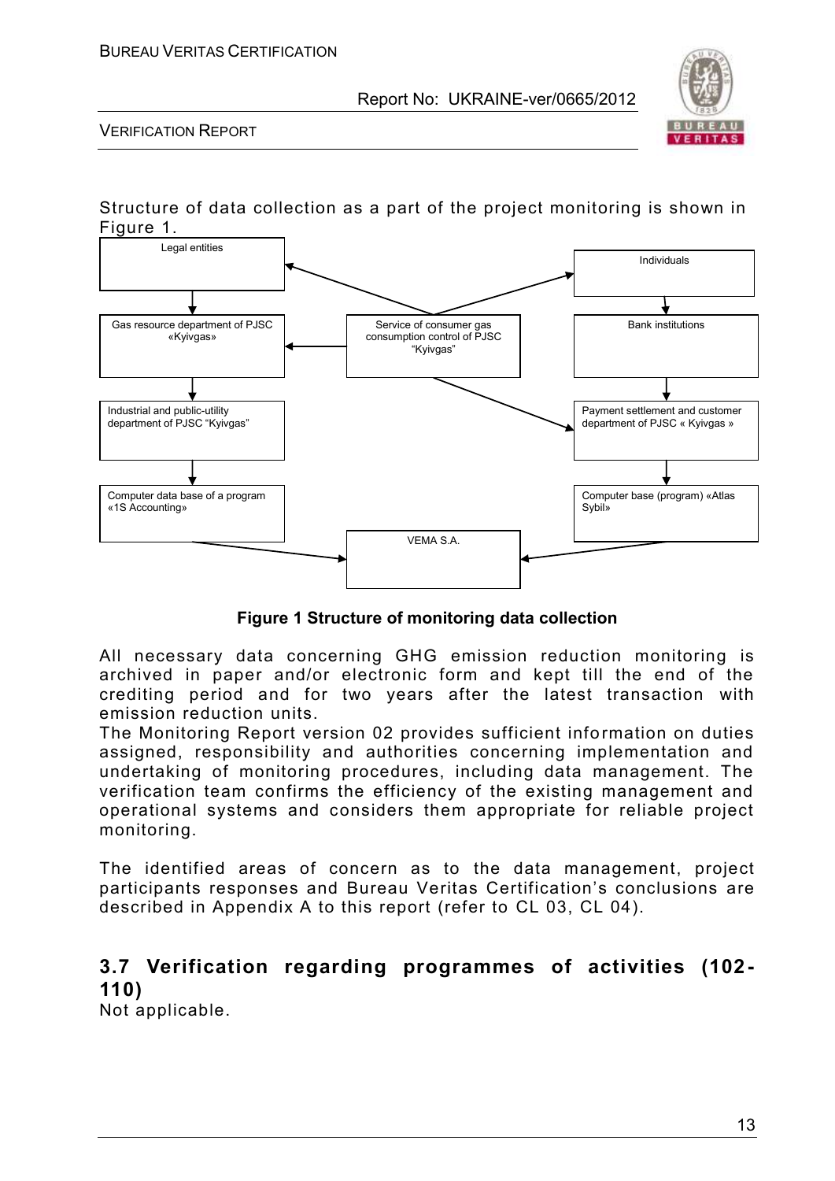Structure of data collection as a part of the project monitoring is shown in Figure 1.

Legal entities

Individuals

Gas resource department of PJSC «Kyivgas»

Service of consumer gas consumption control of PJSC "Kyivgas"

Bank institutions

Industrial and public-utility department of PJSC "Kyivgas"

Payment settlement and customer department of PJSC « Kyivgas »

Computer data base of a program «1S Accounting»

Computer base (program) «Atlas Sybil»

VEMA S.A.

**Figure 1 Structure of monitoring data collection**

All necessary data concerning GHG emission reduction monitoring is archived in paper and/or electronic form and kept till the end of the crediting period and for two years after the latest transaction with emission reduction units.

The Monitoring Report version 02 provides sufficient information on duties assigned, responsibility and authorities concerning implementation and undertaking of monitoring procedures, including data management. The verification team confirms the efficiency of the existing management and operational systems and considers them appropriate for reliable project monitoring.

The identified areas of concern as to the data management, project participants responses and Bureau Veritas Certification's conclusions are described in Appendix A to this report (refer to CL 03, CL 04).

### 3.7 Verification regarding programmes of activities (102-110)

Not applicable.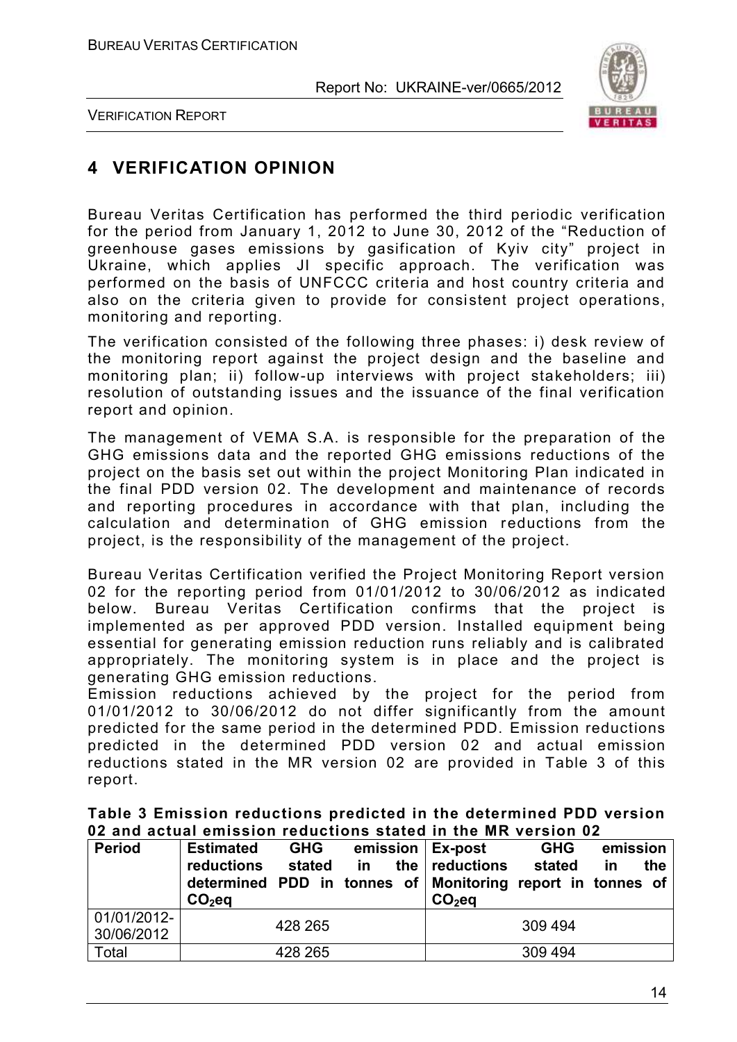# 4 VERIFICATION OPINION

Bureau Veritas Certification has performed the third periodic verification for the period from January 1, 2012 to June 30, 2012 of the "Reduction of greenhouse gases emissions by gasification of Kyiv city" project in Ukraine, which applies JI specific approach. The verification was performed on the basis of UNFCCC criteria and host country criteria and also on the criteria given to provide for consistent project operations, monitoring and reporting.

The verification consisted of the following three phases: i) desk review of the monitoring report against the project design and the baseline and monitoring plan; ii) follow-up interviews with project stakeholders; iii) resolution of outstanding issues and the issuance of the final verification report and opinion.

The management of VEMA S.A. is responsible for the preparation of the GHG emissions data and the reported GHG emissions reductions of the project on the basis set out within the project Monitoring Plan indicated in the final PDD version 02. The development and maintenance of records and reporting procedures in accordance with that plan, including the calculation and determination of GHG emission reductions from the project, is the responsibility of the management of the project.

Bureau Veritas Certification verified the Project Monitoring Report version 02 for the reporting period from 01/01/2012 to 30/06/2012 as indicated below. Bureau Veritas Certification confirms that the project is implemented as per approved PDD version. Installed equipment being essential for generating emission reduction runs reliably and is calibrated appropriately. The monitoring system is in place and the project is generating GHG emission reductions.

Emission reductions achieved by the project for the period from 01/01/2012 to 30/06/2012 do not differ significantly from the amount predicted for the same period in the determined PDD. Emission reductions predicted in the determined PDD version 02 and actual emission reductions stated in the MR version 02 are provided in Table 3 of this report.

**Table 3 Emission reductions predicted in the determined PDD version 02 and actual emission reductions stated in the MR version 02**

| Period | Estimated GHG emission reductions stated in the determined PDD in tonnes of $CO_2$eq | Ex-post GHG emission reductions stated in the Monitoring report in tonnes of $CO_2$eq |
|---|---|---|
| 01/01/2012-30/06/2012 | 428 265 | 309 494 |
| Total | 428 265 | 309 494 |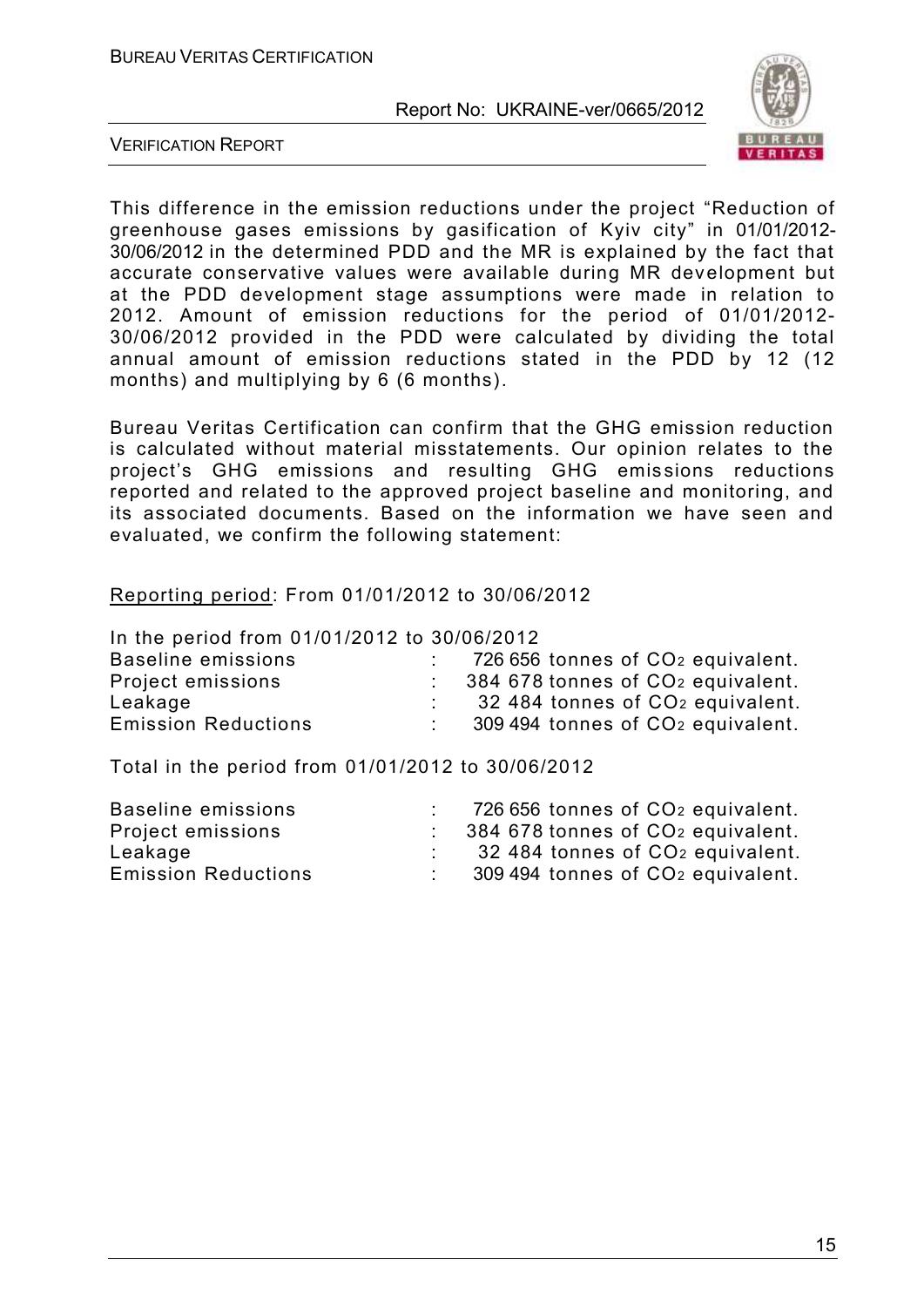This difference in the emission reductions under the project "Reduction of greenhouse gases emissions by gasification of Kyiv city" in 01/01/2012-30/06/2012 in the determined PDD and the MR is explained by the fact that accurate conservative values were available during MR development but at the PDD development stage assumptions were made in relation to 2012. Amount of emission reductions for the period of 01/01/2012-30/06/2012 provided in the PDD were calculated by dividing the total annual amount of emission reductions stated in the PDD by 12 (12 months) and multiplying by 6 (6 months).

Bureau Veritas Certification can confirm that the GHG emission reduction is calculated without material misstatements. Our opinion relates to the project's GHG emissions and resulting GHG emissions reductions reported and related to the approved project baseline and monitoring, and its associated documents. Based on the information we have seen and evaluated, we confirm the following statement:

Reporting period: From 01/01/2012 to 30/06/2012

In the period from 01/01/2012 to 30/06/2012

| | | |
|---|---|---|
| Baseline emissions | : | 726 656 tonnes of $CO_2$ equivalent. |
| Project emissions | : | 384 678 tonnes of $CO_2$ equivalent. |
| Leakage | : | 32 484 tonnes of $CO_2$ equivalent. |
| Emission Reductions | : | 309 494 tonnes of $CO_2$ equivalent. |

Total in the period from 01/01/2012 to 30/06/2012

| | | |
|---|---|---|
| Baseline emissions | : | 726 656 tonnes of $CO_2$ equivalent. |
| Project emissions | : | 384 678 tonnes of $CO_2$ equivalent. |
| Leakage | : | 32 484 tonnes of $CO_2$ equivalent. |
| Emission Reductions | : | 309 494 tonnes of $CO_2$ equivalent. |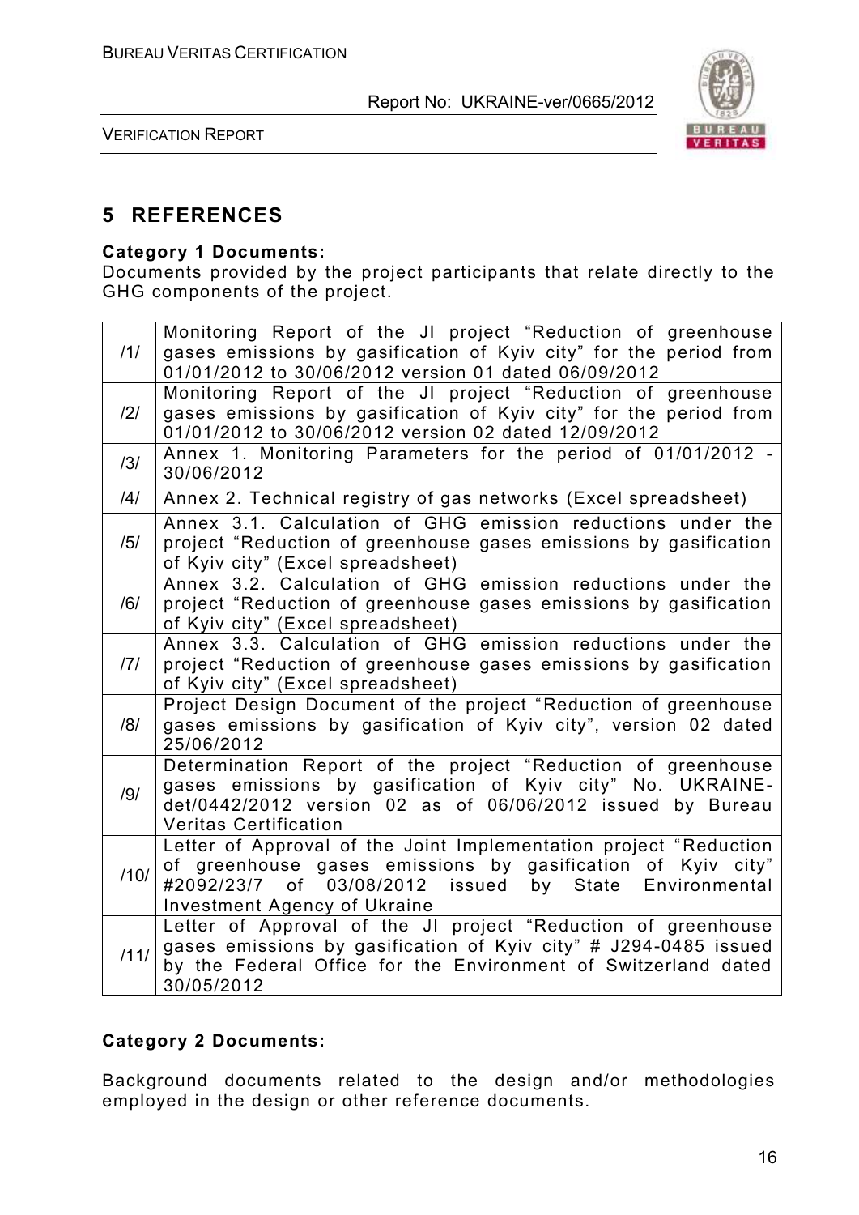# 5 REFERENCES

**Category 1 Documents:**
Documents provided by the project participants that relate directly to the GHG components of the project.

| | |
|---|---|
| /1/ | Monitoring Report of the JI project "Reduction of greenhouse gases emissions by gasification of Kyiv city" for the period from 01/01/2012 to 30/06/2012 version 01 dated 06/09/2012 |
| /2/ | Monitoring Report of the JI project "Reduction of greenhouse gases emissions by gasification of Kyiv city" for the period from 01/01/2012 to 30/06/2012 version 02 dated 12/09/2012 |
| /3/ | Annex 1. Monitoring Parameters for the period of 01/01/2012 - 30/06/2012 |
| /4/ | Annex 2. Technical registry of gas networks (Excel spreadsheet) |
| /5/ | Annex 3.1. Calculation of GHG emission reductions under the project "Reduction of greenhouse gases emissions by gasification of Kyiv city" (Excel spreadsheet) |
| /6/ | Annex 3.2. Calculation of GHG emission reductions under the project "Reduction of greenhouse gases emissions by gasification of Kyiv city" (Excel spreadsheet) |
| /7/ | Annex 3.3. Calculation of GHG emission reductions under the project "Reduction of greenhouse gases emissions by gasification of Kyiv city" (Excel spreadsheet) |
| /8/ | Project Design Document of the project "Reduction of greenhouse gases emissions by gasification of Kyiv city", version 02 dated 25/06/2012 |
| /9/ | Determination Report of the project "Reduction of greenhouse gases emissions by gasification of Kyiv city" No. UKRAINE-det/0442/2012 version 02 as of 06/06/2012 issued by Bureau Veritas Certification |
| /10/ | Letter of Approval of the Joint Implementation project "Reduction of greenhouse gases emissions by gasification of Kyiv city" #2092/23/7 of 03/08/2012 issued by State Environmental Investment Agency of Ukraine |
| /11/ | Letter of Approval of the JI project "Reduction of greenhouse gases emissions by gasification of Kyiv city" # J294-0485 issued by the Federal Office for the Environment of Switzerland dated 30/05/2012 |

**Category 2 Documents:**

Background documents related to the design and/or methodologies employed in the design or other reference documents.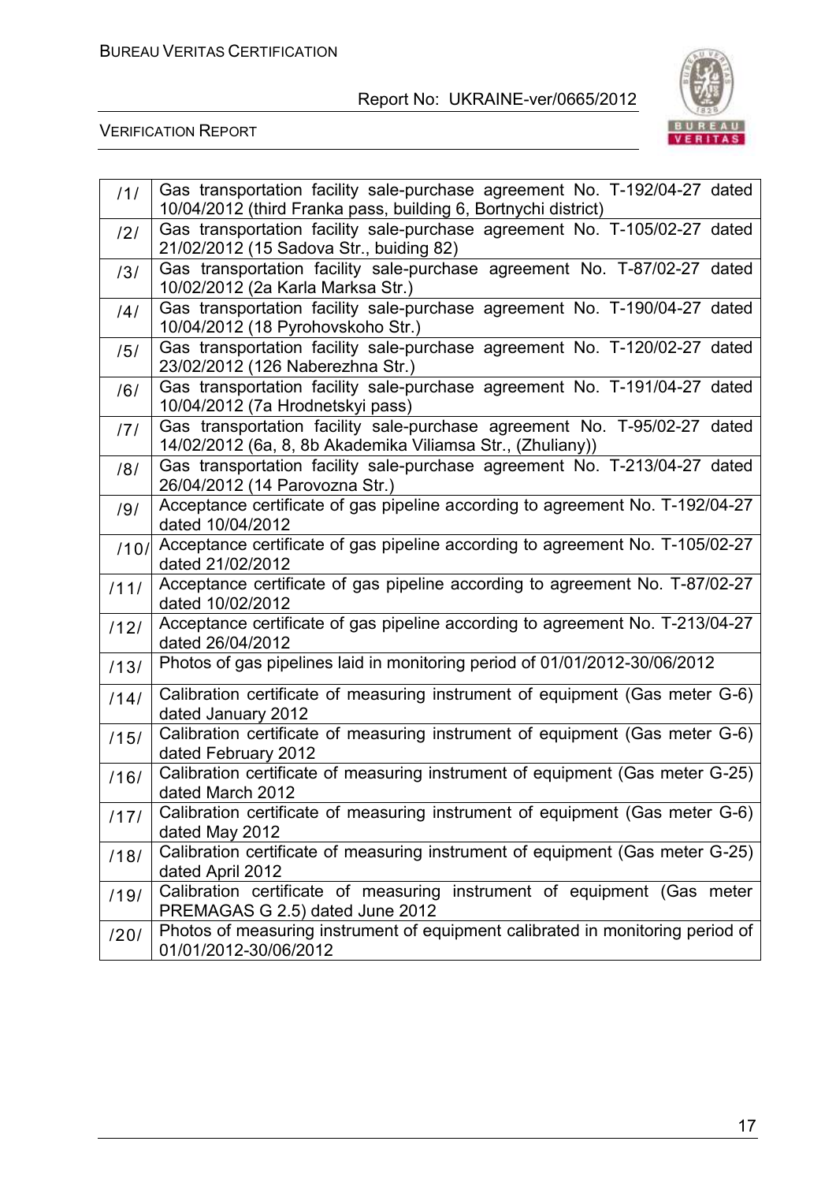| | |
|---|---|
| /1/ | Gas transportation facility sale-purchase agreement No. T-192/04-27 dated 10/04/2012 (third Franka pass, building 6, Bortnychi district) |
| /2/ | Gas transportation facility sale-purchase agreement No. T-105/02-27 dated 21/02/2012 (15 Sadova Str., buiding 82) |
| /3/ | Gas transportation facility sale-purchase agreement No. T-87/02-27 dated 10/02/2012 (2a Karla Marksa Str.) |
| /4/ | Gas transportation facility sale-purchase agreement No. T-190/04-27 dated 10/04/2012 (18 Pyrohovskoho Str.) |
| /5/ | Gas transportation facility sale-purchase agreement No. T-120/02-27 dated 23/02/2012 (126 Naberezhna Str.) |
| /6/ | Gas transportation facility sale-purchase agreement No. T-191/04-27 dated 10/04/2012 (7a Hrodnetskyi pass) |
| /7/ | Gas transportation facility sale-purchase agreement No. T-95/02-27 dated 14/02/2012 (6a, 8, 8b Akademika Viliamsa Str., (Zhuliany)) |
| /8/ | Gas transportation facility sale-purchase agreement No. T-213/04-27 dated 26/04/2012 (14 Parovozna Str.) |
| /9/ | Acceptance certificate of gas pipeline according to agreement No. T-192/04-27 dated 10/04/2012 |
| /10/ | Acceptance certificate of gas pipeline according to agreement No. T-105/02-27 dated 21/02/2012 |
| /11/ | Acceptance certificate of gas pipeline according to agreement No. T-87/02-27 dated 10/02/2012 |
| /12/ | Acceptance certificate of gas pipeline according to agreement No. T-213/04-27 dated 26/04/2012 |
| /13/ | Photos of gas pipelines laid in monitoring period of 01/01/2012-30/06/2012 |
| /14/ | Calibration certificate of measuring instrument of equipment (Gas meter G-6) dated January 2012 |
| /15/ | Calibration certificate of measuring instrument of equipment (Gas meter G-6) dated February 2012 |
| /16/ | Calibration certificate of measuring instrument of equipment (Gas meter G-25) dated March 2012 |
| /17/ | Calibration certificate of measuring instrument of equipment (Gas meter G-6) dated May 2012 |
| /18/ | Calibration certificate of measuring instrument of equipment (Gas meter G-25) dated April 2012 |
| /19/ | Calibration certificate of measuring instrument of equipment (Gas meter PREMAGAS G 2.5) dated June 2012 |
| /20/ | Photos of measuring instrument of equipment calibrated in monitoring period of 01/01/2012-30/06/2012 |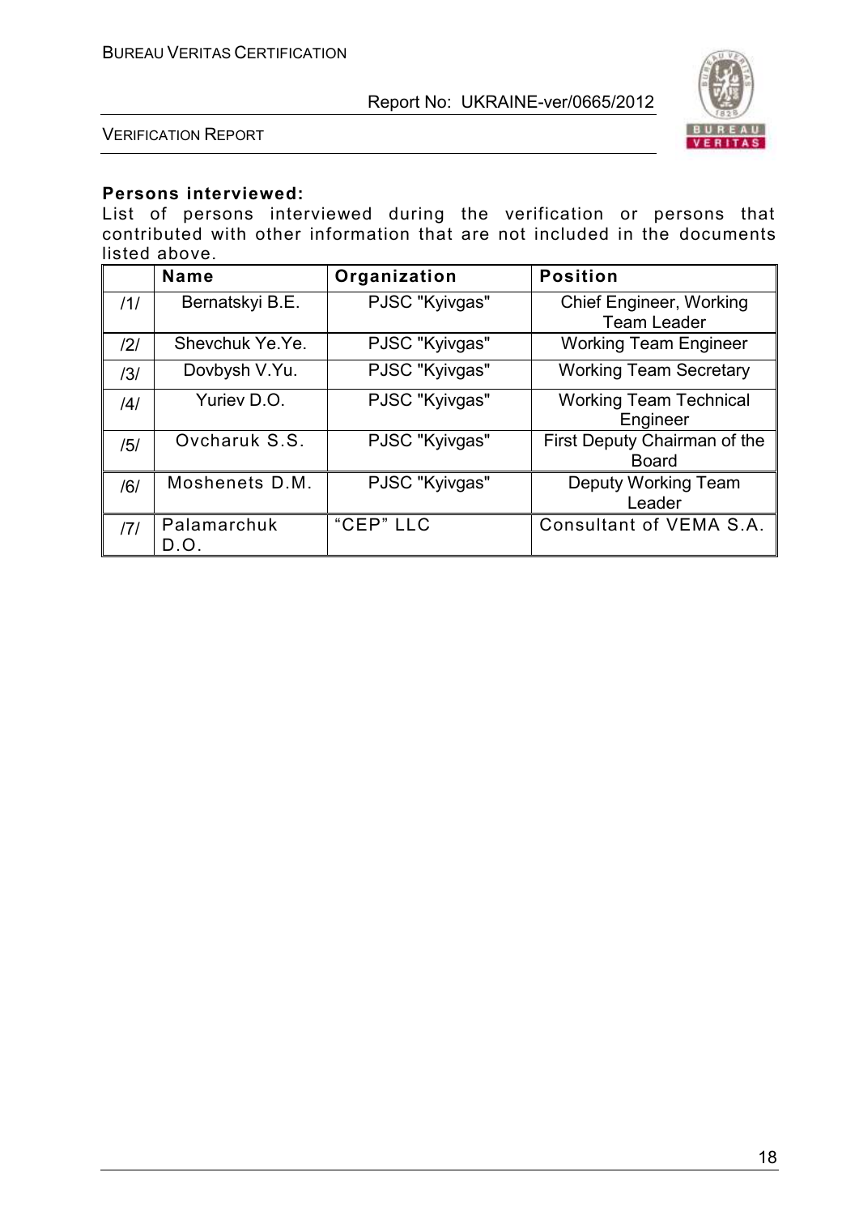**Persons interviewed:**

List of persons interviewed during the verification or persons that contributed with other information that are not included in the documents listed above.

| | Name | Organization | Position |
|---|---|---|---|
| /1/ | Bernatskyi B.E. | PJSC "Kyivgas" | Chief Engineer, Working Team Leader |
| /2/ | Shevchuk Ye.Ye. | PJSC "Kyivgas" | Working Team Engineer |
| /3/ | Dovbysh V.Yu. | PJSC "Kyivgas" | Working Team Secretary |
| /4/ | Yuriev D.O. | PJSC "Kyivgas" | Working Team Technical Engineer |
| /5/ | Ovcharuk S.S. | PJSC "Kyivgas" | First Deputy Chairman of the Board |
| /6/ | Moshenets D.M. | PJSC "Kyivgas" | Deputy Working Team Leader |
| /7/ | Palamarchuk D.O. | "CEP" LLC | Consultant of VEMA S.A. |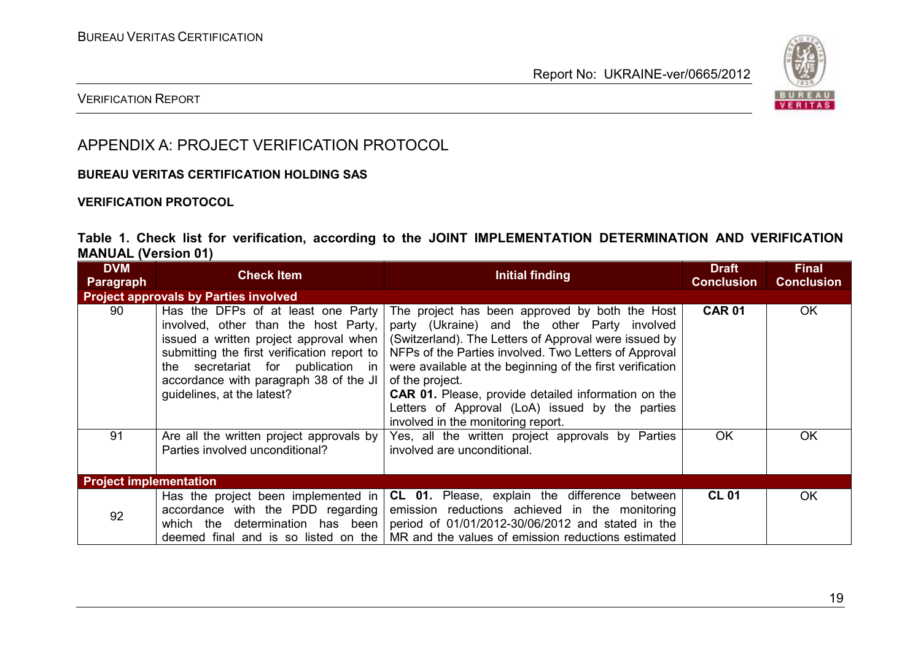## APPENDIX A: PROJECT VERIFICATION PROTOCOL

**BUREAU VERITAS CERTIFICATION HOLDING SAS**

**VERIFICATION PROTOCOL**

**Table 1. Check list for verification, according to the JOINT IMPLEMENTATION DETERMINATION AND VERIFICATION MANUAL (Version 01)**

| DVM Paragraph | Check Item | Initial finding | Draft Conclusion | Final Conclusion |
|---|---|---|---|---|
| **Project approvals by Parties involved** | | | | |
| 90 | Has the DFPs of at least one Party involved, other than the host Party, issued a written project approval when submitting the first verification report to the secretariat for publication in accordance with paragraph 38 of the JI guidelines, at the latest? | The project has been approved by both the Host party (Ukraine) and the other Party involved (Switzerland). The Letters of Approval were issued by NFPs of the Parties involved. Two Letters of Approval were available at the beginning of the first verification of the project.<br>**CAR 01.** Please, provide detailed information on the Letters of Approval (LoA) issued by the parties involved in the monitoring report. | **CAR 01** | OK |
| 91 | Are all the written project approvals by Parties involved unconditional? | Yes, all the written project approvals by Parties involved are unconditional. | OK | OK |
| **Project implementation** | | | | |
| 92 | Has the project been implemented in accordance with the PDD regarding which the determination has been deemed final and is so listed on the | **CL 01.** Please, explain the difference between emission reductions achieved in the monitoring period of 01/01/2012-30/06/2012 and stated in the MR and the values of emission reductions estimated | **CL 01** | OK |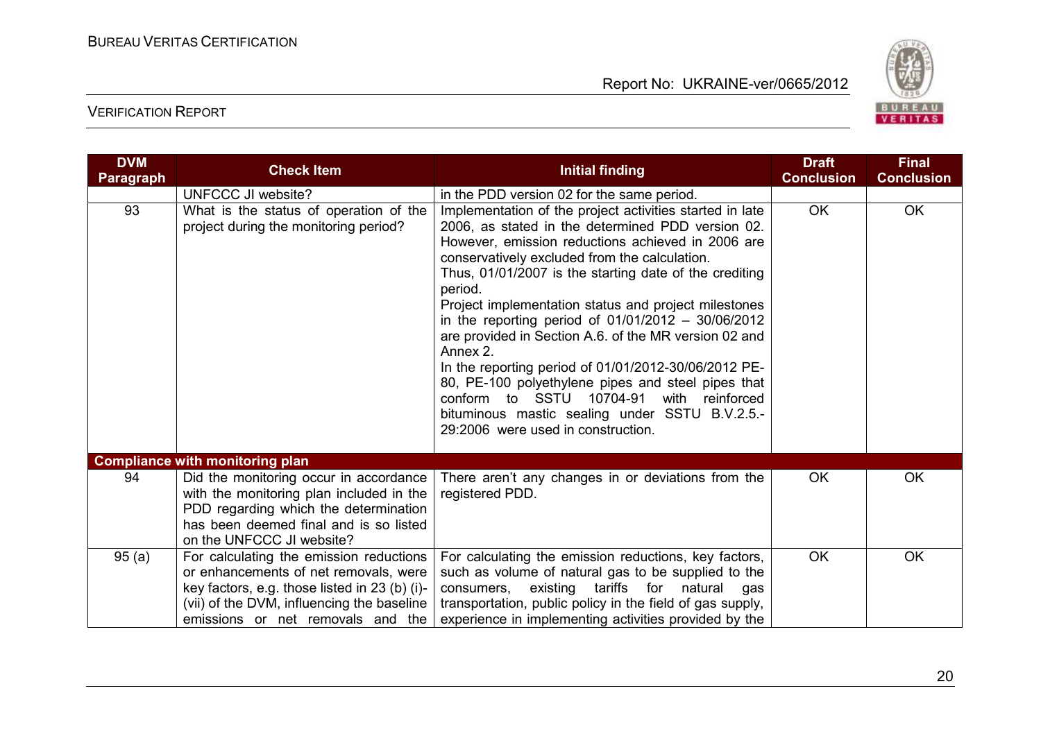| DVM Paragraph | Check Item | Initial finding | Draft Conclusion | Final Conclusion |
|---|---|---|---|---|
| | UNFCCC JI website? | in the PDD version 02 for the same period. | | |
| 93 | What is the status of operation of the project during the monitoring period? | Implementation of the project activities started in late 2006, as stated in the determined PDD version 02. However, emission reductions achieved in 2006 are conservatively excluded from the calculation. Thus, 01/01/2007 is the starting date of the crediting period. Project implementation status and project milestones in the reporting period of 01/01/2012 – 30/06/2012 are provided in Section A.6. of the MR version 02 and Annex 2. In the reporting period of 01/01/2012-30/06/2012 PE-80, PE-100 polyethylene pipes and steel pipes that conform to SSTU 10704-91 with reinforced bituminous mastic sealing under SSTU B.V.2.5.-29:2006 were used in construction. | OK | OK |
| **Compliance with monitoring plan** | | | | |
| 94 | Did the monitoring occur in accordance with the monitoring plan included in the PDD regarding which the determination has been deemed final and is so listed on the UNFCCC JI website? | There aren't any changes in or deviations from the registered PDD. | OK | OK |
| 95 (a) | For calculating the emission reductions or enhancements of net removals, were key factors, e.g. those listed in 23 (b) (i)-(vii) of the DVM, influencing the baseline emissions or net removals and the | For calculating the emission reductions, key factors, such as volume of natural gas to be supplied to the consumers, existing tariffs for natural gas transportation, public policy in the field of gas supply, experience in implementing activities provided by the | OK | OK |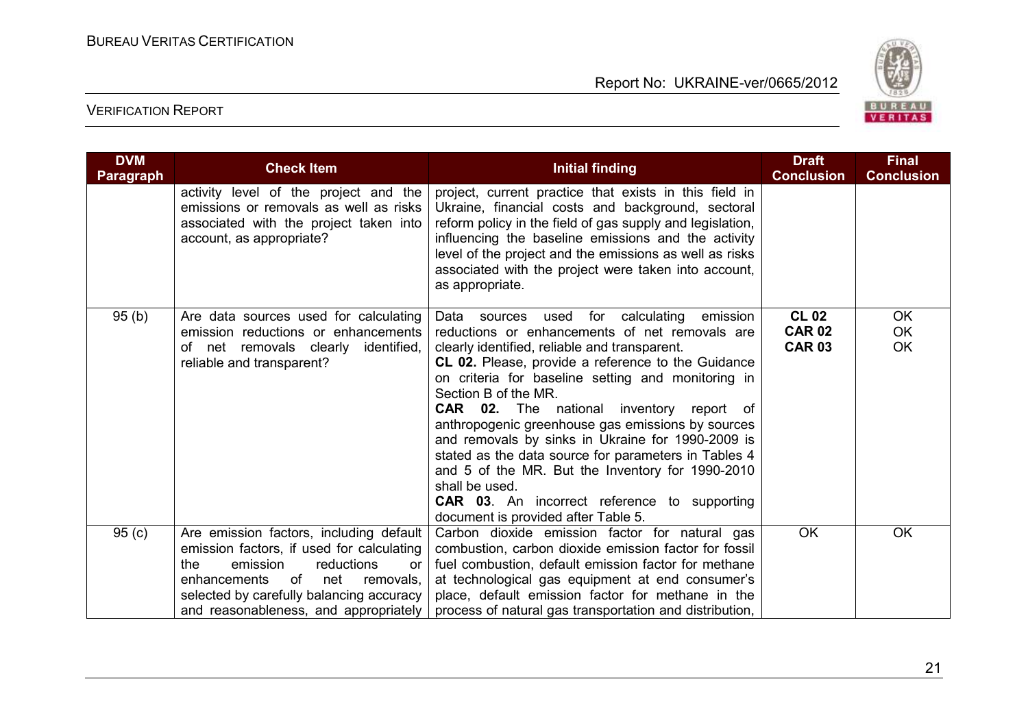| DVM Paragraph | Check Item | Initial finding | Draft Conclusion | Final Conclusion |
|---|---|---|---|---|
| | activity level of the project and the emissions or removals as well as risks associated with the project taken into account, as appropriate? | project, current practice that exists in this field in Ukraine, financial costs and background, sectoral reform policy in the field of gas supply and legislation, influencing the baseline emissions and the activity level of the project and the emissions as well as risks associated with the project were taken into account, as appropriate. | | |
| 95 (b) | Are data sources used for calculating emission reductions or enhancements of net removals clearly identified, reliable and transparent? | Data sources used for calculating emission reductions or enhancements of net removals are clearly identified, reliable and transparent.<br>**CL 02.** Please, provide a reference to the Guidance on criteria for baseline setting and monitoring in Section B of the MR.<br>**CAR 02.** The national inventory report of anthropogenic greenhouse gas emissions by sources and removals by sinks in Ukraine for 1990-2009 is stated as the data source for parameters in Tables 4 and 5 of the MR. But the Inventory for 1990-2010 shall be used.<br>**CAR 03**. An incorrect reference to supporting document is provided after Table 5. | **CL 02**<br>**CAR 02**<br>**CAR 03** | OK<br>OK<br>OK |
| 95 (c) | Are emission factors, including default emission factors, if used for calculating the emission reductions or enhancements of net removals, selected by carefully balancing accuracy and reasonableness, and appropriately | Carbon dioxide emission factor for natural gas combustion, carbon dioxide emission factor for fossil fuel combustion, default emission factor for methane at technological gas equipment at end consumer's place, default emission factor for methane in the process of natural gas transportation and distribution, | OK | OK |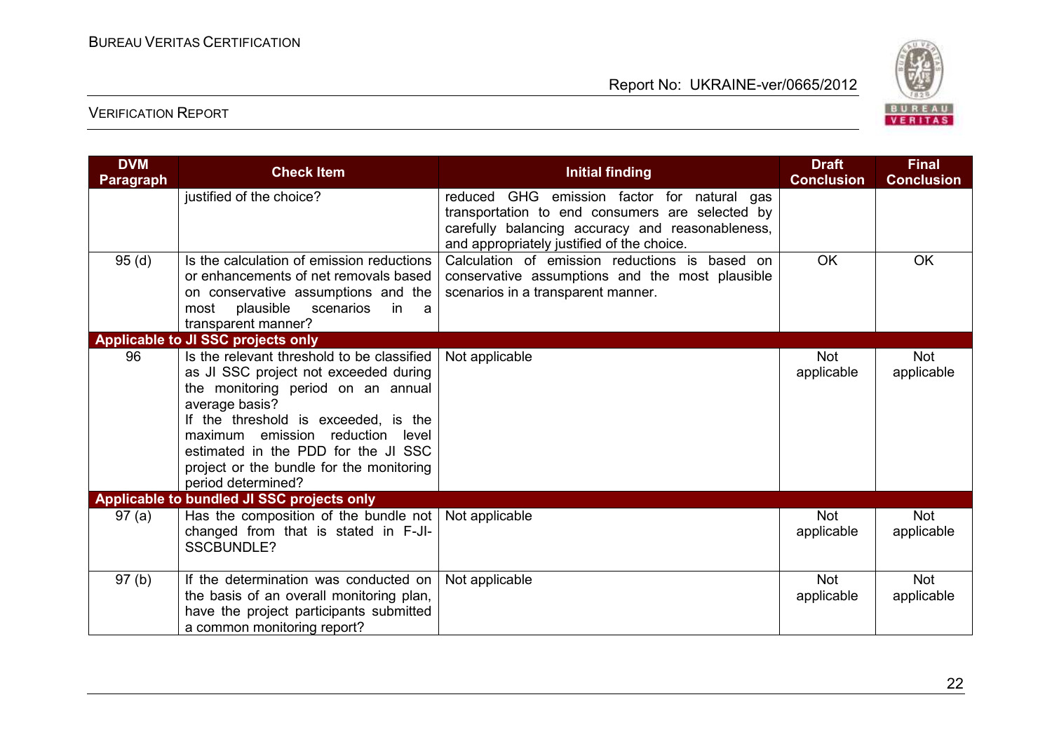| DVM Paragraph | Check Item | Initial finding | Draft Conclusion | Final Conclusion |
|---|---|---|---|---|
| | justified of the choice? | reduced GHG emission factor for natural gas transportation to end consumers are selected by carefully balancing accuracy and reasonableness, and appropriately justified of the choice. | | |
| 95 (d) | Is the calculation of emission reductions or enhancements of net removals based on conservative assumptions and the most plausible scenarios in a transparent manner? | Calculation of emission reductions is based on conservative assumptions and the most plausible scenarios in a transparent manner. | OK | OK |
| **Applicable to JI SSC projects only** | | | | |
| 96 | Is the relevant threshold to be classified as JI SSC project not exceeded during the monitoring period on an annual average basis? If the threshold is exceeded, is the maximum emission reduction level estimated in the PDD for the JI SSC project or the bundle for the monitoring period determined? | Not applicable | Not applicable | Not applicable |
| **Applicable to bundled JI SSC projects only** | | | | |
| 97 (a) | Has the composition of the bundle not changed from that is stated in F-JI-SSCBUNDLE? | Not applicable | Not applicable | Not applicable |
| 97 (b) | If the determination was conducted on the basis of an overall monitoring plan, have the project participants submitted a common monitoring report? | Not applicable | Not applicable | Not applicable |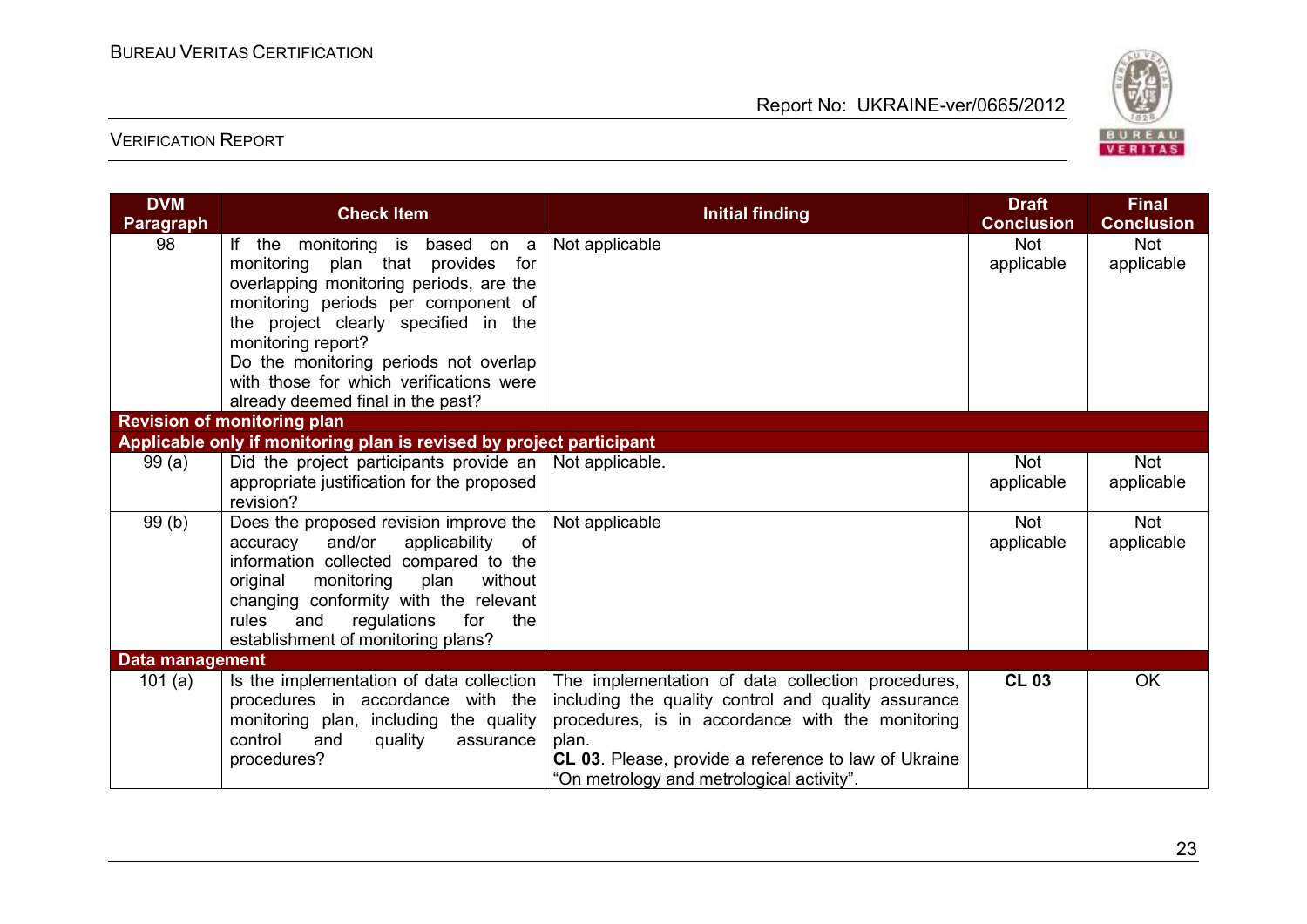| DVM Paragraph | Check Item | Initial finding | Draft Conclusion | Final Conclusion |
|---|---|---|---|---|
| 98 | If the monitoring is based on a monitoring plan that provides for overlapping monitoring periods, are the monitoring periods per component of the project clearly specified in the monitoring report?<br>Do the monitoring periods not overlap with those for which verifications were already deemed final in the past? | Not applicable | Not applicable | Not applicable |
| **Revision of monitoring plan** | | | | |
| **Applicable only if monitoring plan is revised by project participant** | | | | |
| 99 (a) | Did the project participants provide an appropriate justification for the proposed revision? | Not applicable. | Not applicable | Not applicable |
| 99 (b) | Does the proposed revision improve the accuracy and/or applicability of information collected compared to the original monitoring plan without changing conformity with the relevant rules and regulations for the establishment of monitoring plans? | Not applicable | Not applicable | Not applicable |
| **Data management** | | | | |
| 101 (a) | Is the implementation of data collection procedures in accordance with the monitoring plan, including the quality control and quality assurance procedures? | The implementation of data collection procedures, including the quality control and quality assurance procedures, is in accordance with the monitoring plan.<br>**CL 03**. Please, provide a reference to law of Ukraine "On metrology and metrological activity". | **CL 03** | OK |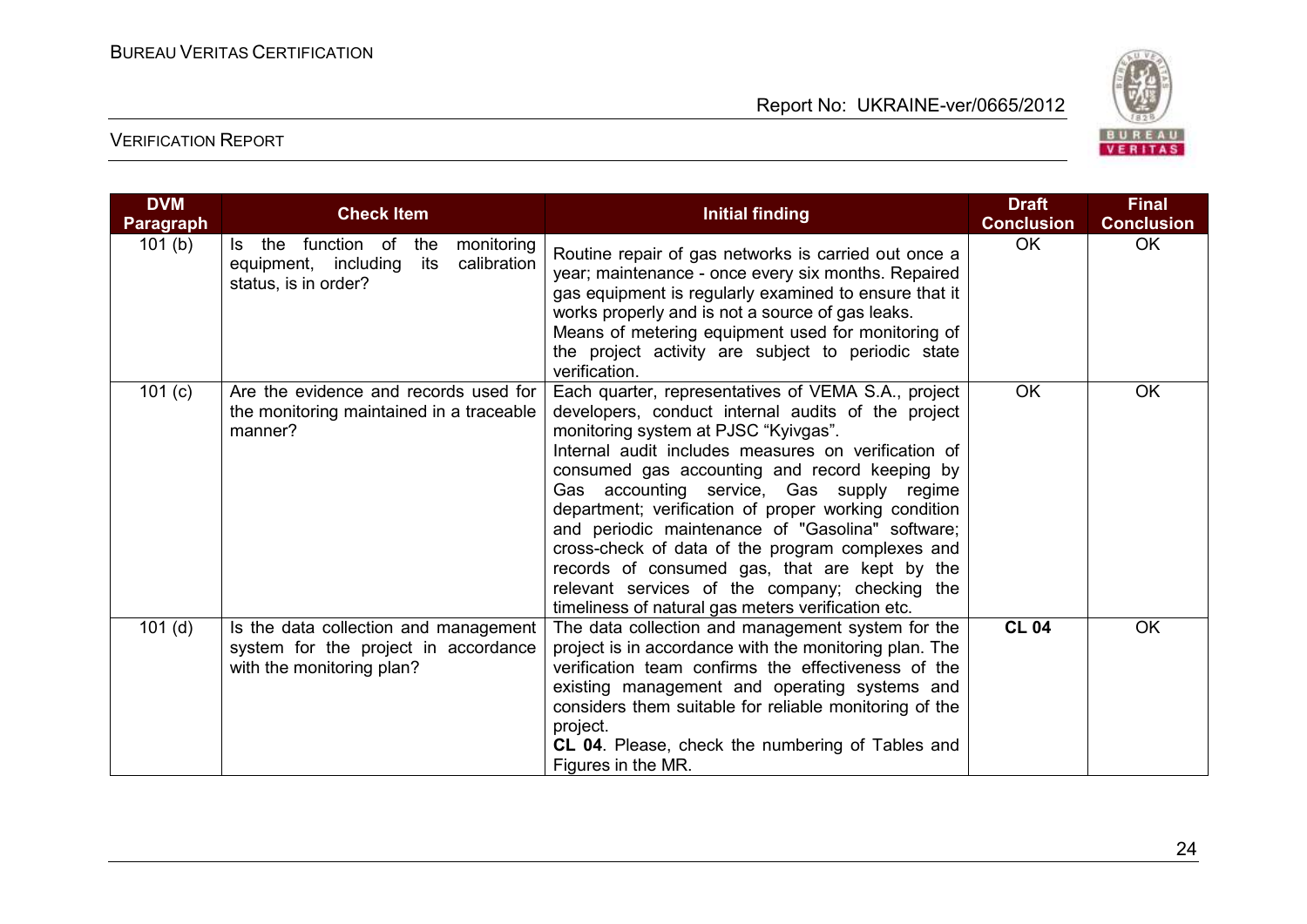| DVM Paragraph | Check Item | Initial finding | Draft Conclusion | Final Conclusion |
|---|---|---|---|---|
| 101 (b) | Is the function of the monitoring equipment, including its calibration status, is in order? | Routine repair of gas networks is carried out once a year; maintenance - once every six months. Repaired gas equipment is regularly examined to ensure that it works properly and is not a source of gas leaks. Means of metering equipment used for monitoring of the project activity are subject to periodic state verification. | OK | OK |
| 101 (c) | Are the evidence and records used for the monitoring maintained in a traceable manner? | Each quarter, representatives of VEMA S.A., project developers, conduct internal audits of the project monitoring system at PJSC "Kyivgas". Internal audit includes measures on verification of consumed gas accounting and record keeping by Gas accounting service, Gas supply regime department; verification of proper working condition and periodic maintenance of "Gasolina" software; cross-check of data of the program complexes and records of consumed gas, that are kept by the relevant services of the company; checking the timeliness of natural gas meters verification etc. | OK | OK |
| 101 (d) | Is the data collection and management system for the project in accordance with the monitoring plan? | The data collection and management system for the project is in accordance with the monitoring plan. The verification team confirms the effectiveness of the existing management and operating systems and considers them suitable for reliable monitoring of the project.<br>**CL 04**. Please, check the numbering of Tables and Figures in the MR. | **CL 04** | OK |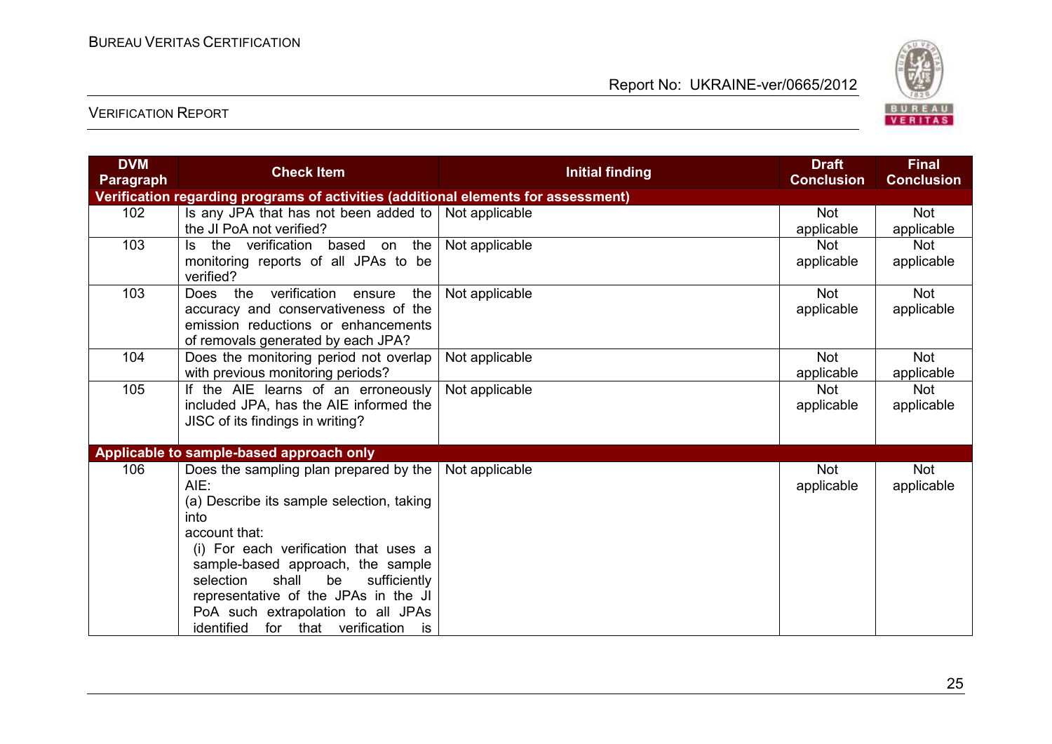| DVM Paragraph | Check Item | Initial finding | Draft Conclusion | Final Conclusion |
|---|---|---|---|---|
| **Verification regarding programs of activities (additional elements for assessment)** | | | | |
| 102 | Is any JPA that has not been added to the JI PoA not verified? | Not applicable | Not applicable | Not applicable |
| 103 | Is the verification based on the monitoring reports of all JPAs to be verified? | Not applicable | Not applicable | Not applicable |
| 103 | Does the verification ensure the accuracy and conservativeness of the emission reductions or enhancements of removals generated by each JPA? | Not applicable | Not applicable | Not applicable |
| 104 | Does the monitoring period not overlap with previous monitoring periods? | Not applicable | Not applicable | Not applicable |
| 105 | If the AIE learns of an erroneously included JPA, has the AIE informed the JISC of its findings in writing? | Not applicable | Not applicable | Not applicable |
| **Applicable to sample-based approach only** | | | | |
| 106 | Does the sampling plan prepared by the AIE:<br>(a) Describe its sample selection, taking into account that:<br>(i) For each verification that uses a sample-based approach, the sample selection shall be sufficiently representative of the JPAs in the JI PoA such extrapolation to all JPAs identified for that verification is | Not applicable | Not applicable | Not applicable |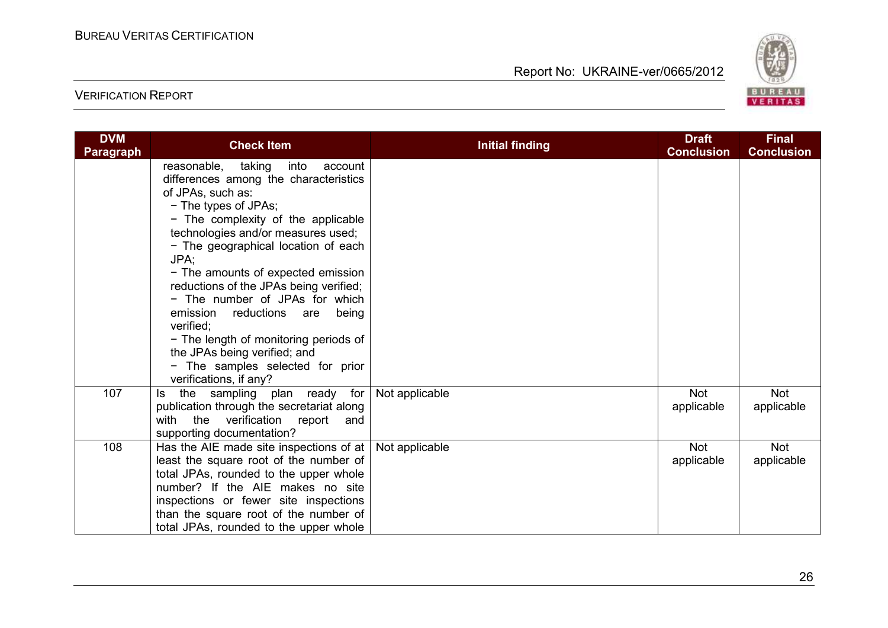| DVM Paragraph | Check Item | Initial finding | Draft Conclusion | Final Conclusion |
|---|---|---|---|---|
| | reasonable, taking into account differences among the characteristics of JPAs, such as:<br>− The types of JPAs;<br>− The complexity of the applicable technologies and/or measures used;<br>− The geographical location of each JPA;<br>− The amounts of expected emission reductions of the JPAs being verified;<br>− The number of JPAs for which emission reductions are being verified;<br>− The length of monitoring periods of the JPAs being verified; and<br>− The samples selected for prior verifications, if any? | | | |
| 107 | Is the sampling plan ready for publication through the secretariat along with the verification report and supporting documentation? | Not applicable | Not applicable | Not applicable |
| 108 | Has the AIE made site inspections of at least the square root of the number of total JPAs, rounded to the upper whole number? If the AIE makes no site inspections or fewer site inspections than the square root of the number of total JPAs, rounded to the upper whole | Not applicable | Not applicable | Not applicable |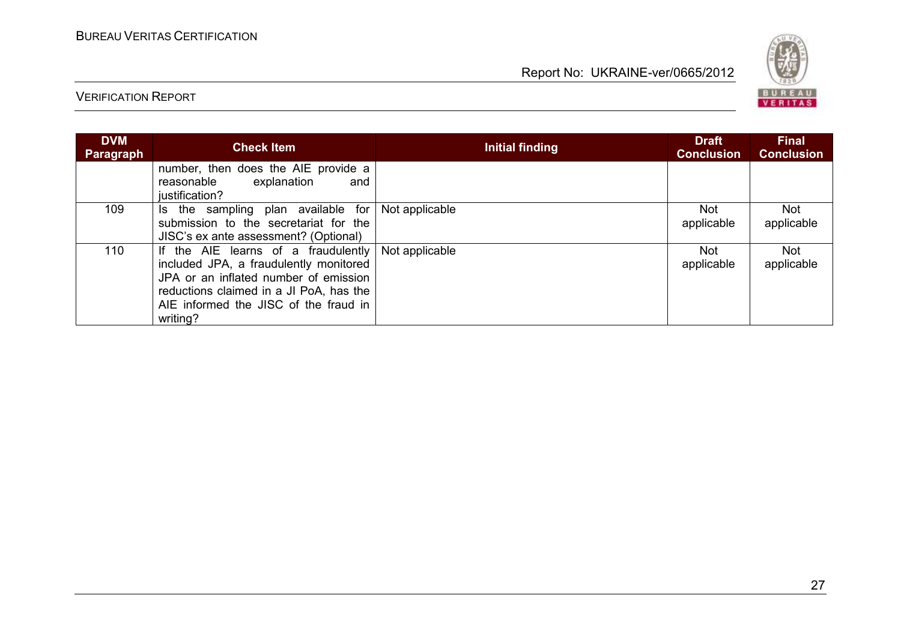| DVM Paragraph | Check Item | Initial finding | Draft Conclusion | Final Conclusion |
|---|---|---|---|---|
| | number, then does the AIE provide a reasonable explanation and justification? | | | |
| 109 | Is the sampling plan available for submission to the secretariat for the JISC's ex ante assessment? (Optional) | Not applicable | Not applicable | Not applicable |
| 110 | If the AIE learns of a fraudulently included JPA, a fraudulently monitored JPA or an inflated number of emission reductions claimed in a JI PoA, has the AIE informed the JISC of the fraud in writing? | Not applicable | Not applicable | Not applicable |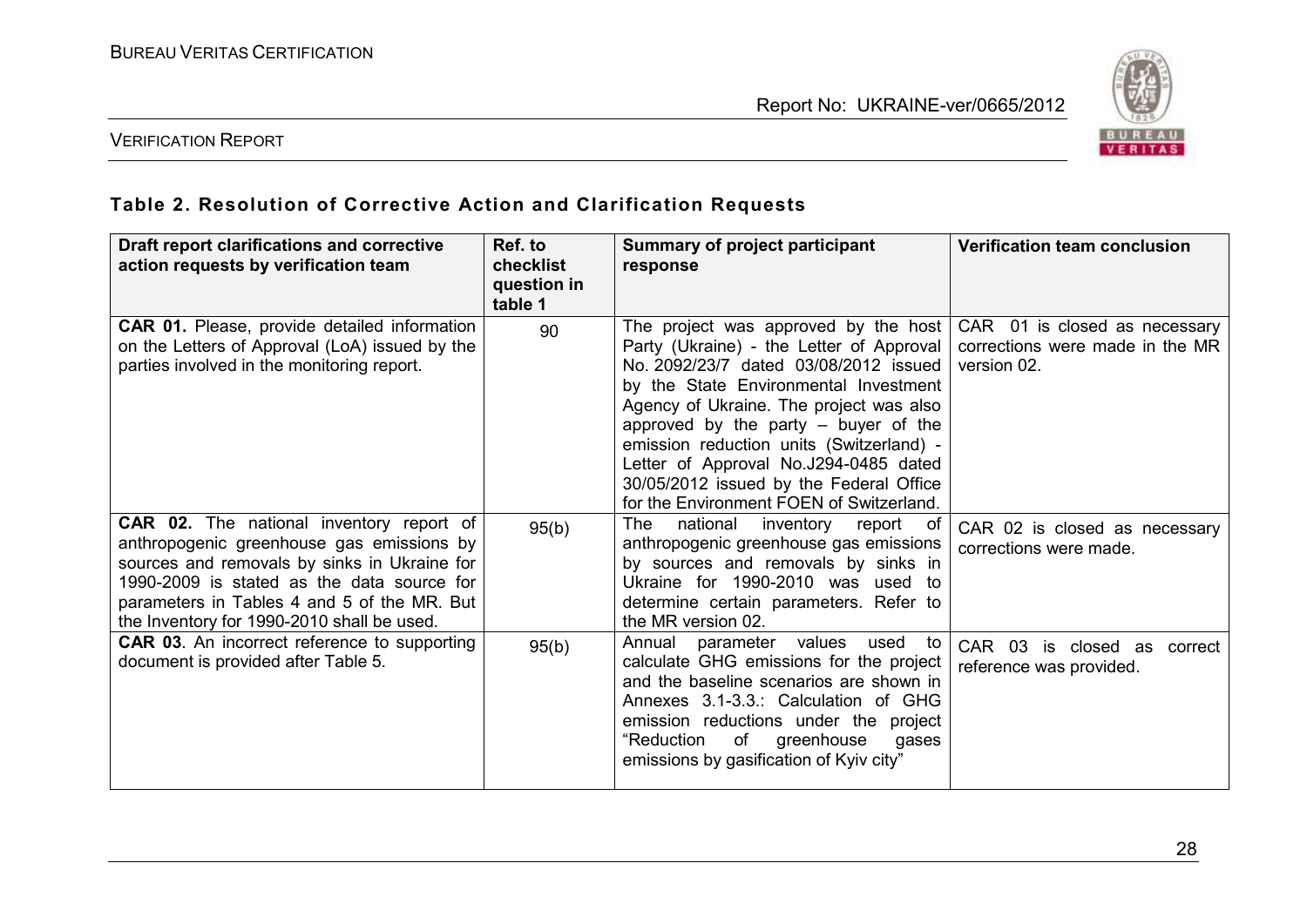## Table 2. Resolution of Corrective Action and Clarification Requests

| Draft report clarifications and corrective action requests by verification team | Ref. to checklist question in table 1 | Summary of project participant response | Verification team conclusion |
|---|---|---|---|
| **CAR 01.** Please, provide detailed information on the Letters of Approval (LoA) issued by the parties involved in the monitoring report. | 90 | The project was approved by the host Party (Ukraine) - the Letter of Approval No. 2092/23/7 dated 03/08/2012 issued by the State Environmental Investment Agency of Ukraine. The project was also approved by the party – buyer of the emission reduction units (Switzerland) - Letter of Approval No.J294-0485 dated 30/05/2012 issued by the Federal Office for the Environment FOEN of Switzerland. | CAR 01 is closed as necessary corrections were made in the MR version 02. |
| **CAR 02.** The national inventory report of anthropogenic greenhouse gas emissions by sources and removals by sinks in Ukraine for 1990-2009 is stated as the data source for parameters in Tables 4 and 5 of the MR. But the Inventory for 1990-2010 shall be used. | 95(b) | The national inventory report of anthropogenic greenhouse gas emissions by sources and removals by sinks in Ukraine for 1990-2010 was used to determine certain parameters. Refer to the MR version 02. | CAR 02 is closed as necessary corrections were made. |
| **CAR 03**. An incorrect reference to supporting document is provided after Table 5. | 95(b) | Annual parameter values used to calculate GHG emissions for the project and the baseline scenarios are shown in Annexes 3.1-3.3.: Calculation of GHG emission reductions under the project "Reduction of greenhouse gases emissions by gasification of Kyiv city" | CAR 03 is closed as correct reference was provided. |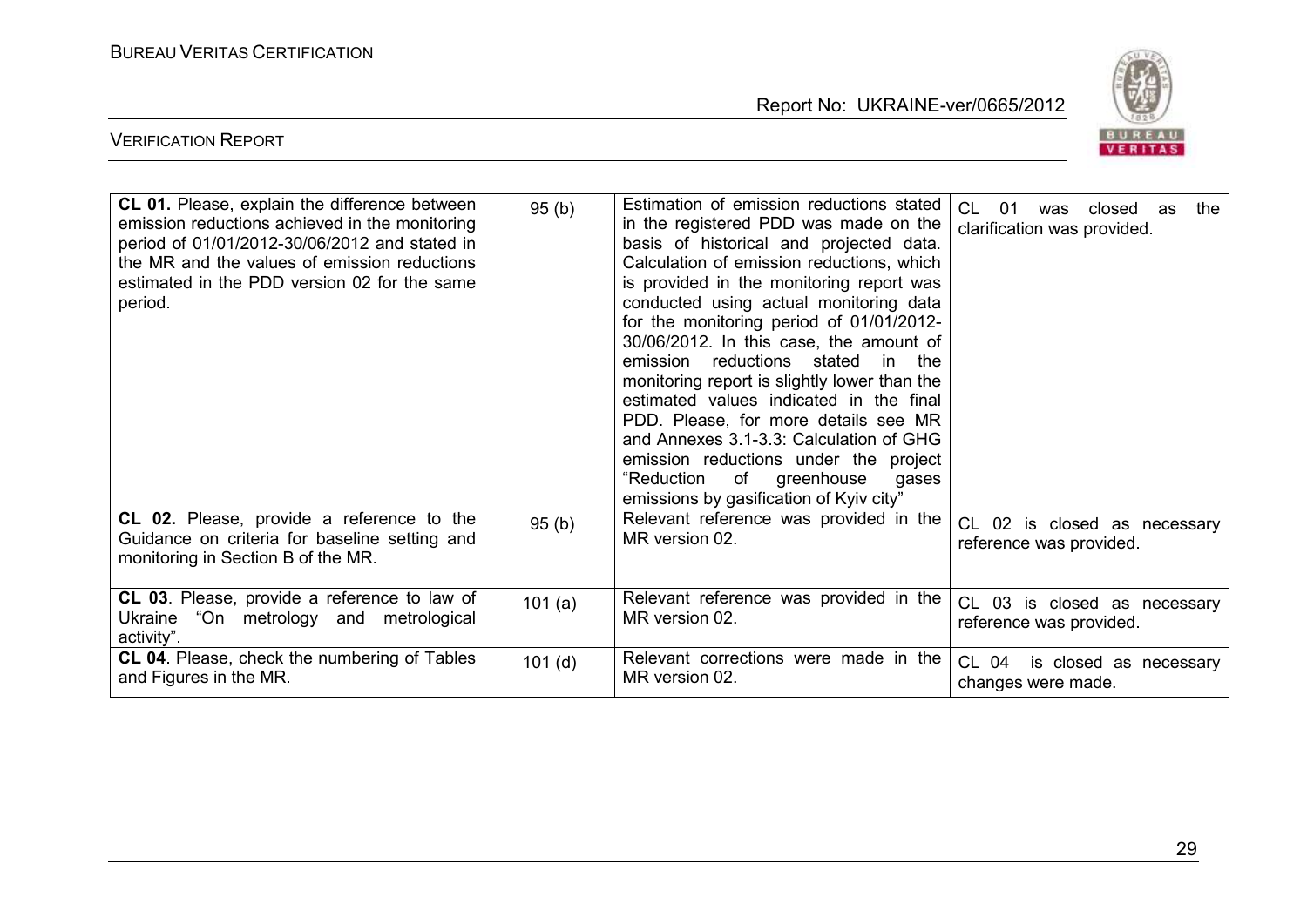| | | | |
|---|---|---|---|
| **CL 01.** Please, explain the difference between emission reductions achieved in the monitoring period of 01/01/2012-30/06/2012 and stated in the MR and the values of emission reductions estimated in the PDD version 02 for the same period. | 95 (b) | Estimation of emission reductions stated in the registered PDD was made on the basis of historical and projected data. Calculation of emission reductions, which is provided in the monitoring report was conducted using actual monitoring data for the monitoring period of 01/01/2012-30/06/2012. In this case, the amount of emission reductions stated in the monitoring report is slightly lower than the estimated values indicated in the final PDD. Please, for more details see MR and Annexes 3.1-3.3: Calculation of GHG emission reductions under the project "Reduction of greenhouse gases emissions by gasification of Kyiv city" | CL 01 was closed as the clarification was provided. |
| **CL 02.** Please, provide a reference to the Guidance on criteria for baseline setting and monitoring in Section B of the MR. | 95 (b) | Relevant reference was provided in the MR version 02. | CL 02 is closed as necessary reference was provided. |
| **CL 03**. Please, provide a reference to law of Ukraine "On metrology and metrological activity". | 101 (a) | Relevant reference was provided in the MR version 02. | CL 03 is closed as necessary reference was provided. |
| **CL 04**. Please, check the numbering of Tables and Figures in the MR. | 101 (d) | Relevant corrections were made in the MR version 02. | CL 04 is closed as necessary changes were made. |